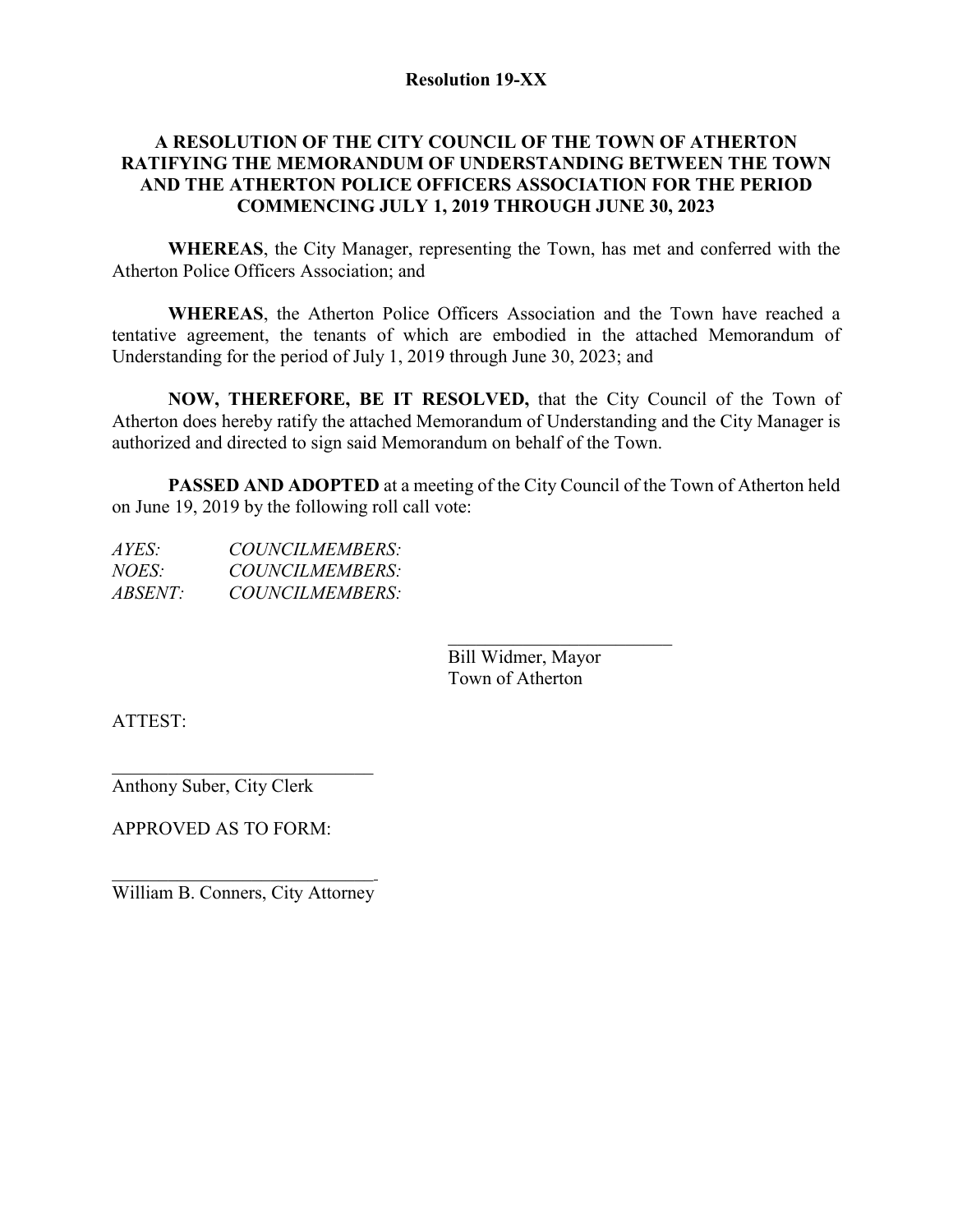**Resolution 19-XX**

**A RESOLUTION OF THE CITY COUNCIL OF THE TOWN OF ATHERTON RATIFYING THE MEMORANDUM OF UNDERSTANDING BETWEEN THE TOWN AND THE ATHERTON POLICE OFFICERS ASSOCIATION FOR THE PERIOD COMMENCING JULY 1, 2019 THROUGH JUNE 30, 2023**

**WHEREAS**, the City Manager, representing the Town, has met and conferred with the Atherton Police Officers Association; and

**WHEREAS**, the Atherton Police Officers Association and the Town have reached a tentative agreement, the tenants of which are embodied in the attached Memorandum of Understanding for the period of July 1, 2019 through June 30, 2023; and

**NOW, THEREFORE, BE IT RESOLVED,** that the City Council of the Town of Atherton does hereby ratify the attached Memorandum of Understanding and the City Manager is authorized and directed to sign said Memorandum on behalf of the Town.

**PASSED AND ADOPTED** at a meeting of the City Council of the Town of Atherton held on June 19, 2019 by the following roll call vote:

*AYES: COUNCILMEMBERS:*
*NOES: COUNCILMEMBERS:*
*ABSENT: COUNCILMEMBERS:*

\_\_\_\_\_\_\_\_\_\_\_\_\_\_\_\_\_\_\_\_\_\_\_\_
Bill Widmer, Mayor
Town of Atherton

ATTEST:

\_\_\_\_\_\_\_\_\_\_\_\_\_\_\_\_\_\_\_\_\_\_\_\_\_\_\_\_
Anthony Suber, City Clerk

APPROVED AS TO FORM:

\_\_\_\_\_\_\_\_\_\_\_\_\_\_\_\_\_\_\_\_\_\_\_\_\_\_\_\_
William B. Conners, City Attorney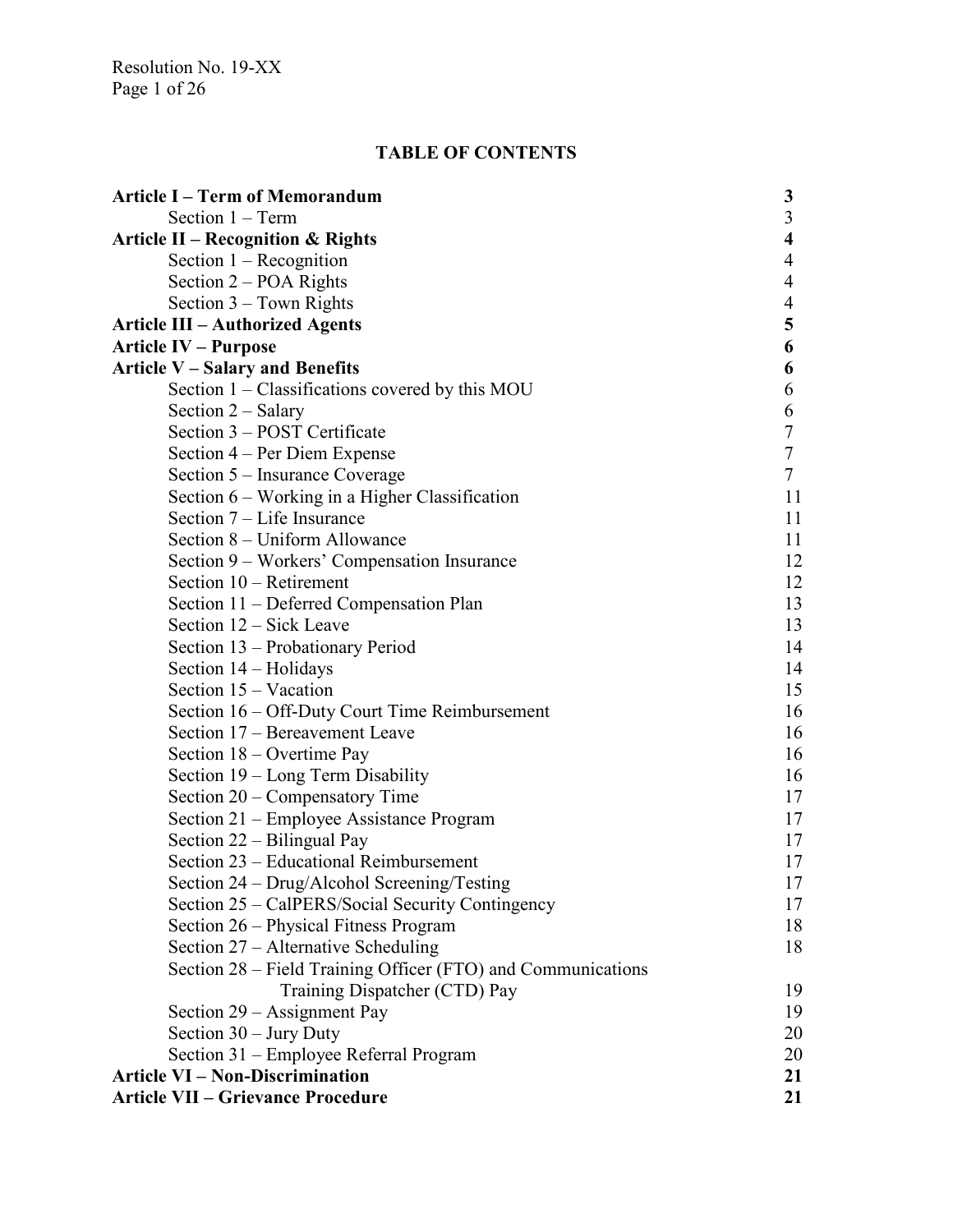# TABLE OF CONTENTS

| | |
|---|---|
| **Article I – Term of Memorandum** | **3** |
| Section 1 – Term | 3 |
| **Article II – Recognition & Rights** | **4** |
| Section 1 – Recognition | 4 |
| Section 2 – POA Rights | 4 |
| Section 3 – Town Rights | 4 |
| **Article III – Authorized Agents** | **5** |
| **Article IV – Purpose** | **6** |
| **Article V – Salary and Benefits** | **6** |
| Section 1 – Classifications covered by this MOU | 6 |
| Section 2 – Salary | 6 |
| Section 3 – POST Certificate | 7 |
| Section 4 – Per Diem Expense | 7 |
| Section 5 – Insurance Coverage | 7 |
| Section 6 – Working in a Higher Classification | 11 |
| Section 7 – Life Insurance | 11 |
| Section 8 – Uniform Allowance | 11 |
| Section 9 – Workers' Compensation Insurance | 12 |
| Section 10 – Retirement | 12 |
| Section 11 – Deferred Compensation Plan | 13 |
| Section 12 – Sick Leave | 13 |
| Section 13 – Probationary Period | 14 |
| Section 14 – Holidays | 14 |
| Section 15 – Vacation | 15 |
| Section 16 – Off-Duty Court Time Reimbursement | 16 |
| Section 17 – Bereavement Leave | 16 |
| Section 18 – Overtime Pay | 16 |
| Section 19 – Long Term Disability | 16 |
| Section 20 – Compensatory Time | 17 |
| Section 21 – Employee Assistance Program | 17 |
| Section 22 – Bilingual Pay | 17 |
| Section 23 – Educational Reimbursement | 17 |
| Section 24 – Drug/Alcohol Screening/Testing | 17 |
| Section 25 – CalPERS/Social Security Contingency | 17 |
| Section 26 – Physical Fitness Program | 18 |
| Section 27 – Alternative Scheduling | 18 |
| Section 28 – Field Training Officer (FTO) and Communications Training Dispatcher (CTD) Pay | 19 |
| Section 29 – Assignment Pay | 19 |
| Section 30 – Jury Duty | 20 |
| Section 31 – Employee Referral Program | 20 |
| **Article VI – Non-Discrimination** | **21** |
| **Article VII – Grievance Procedure** | **21** |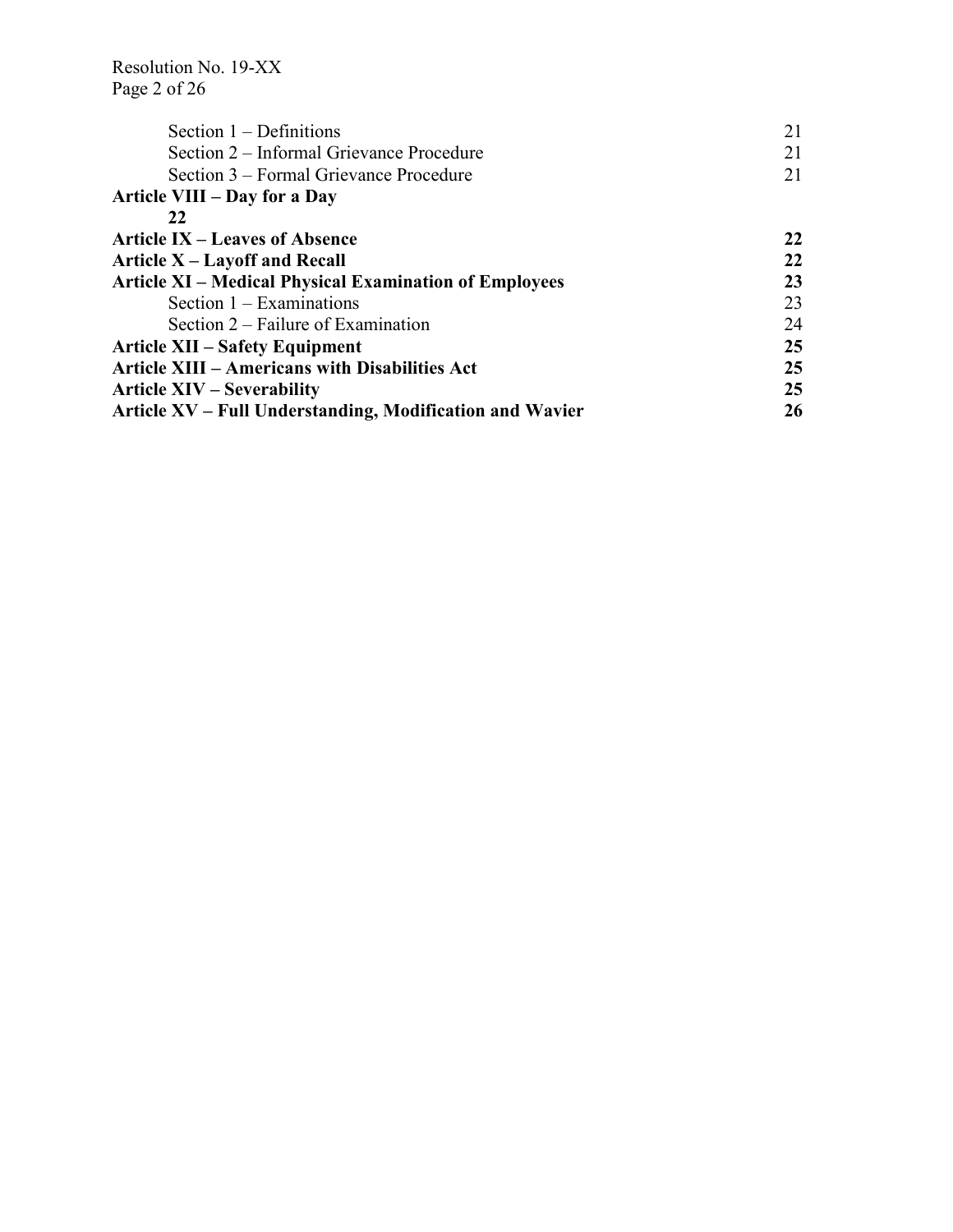| | |
|---|---|
| Section 1 – Definitions | 21 |
| Section 2 – Informal Grievance Procedure | 21 |
| Section 3 – Formal Grievance Procedure | 21 |
| **Article VIII – Day for a Day** | **22** |
| **Article IX – Leaves of Absence** | **22** |
| **Article X – Layoff and Recall** | **22** |
| **Article XI – Medical Physical Examination of Employees** | **23** |
| Section 1 – Examinations | 23 |
| Section 2 – Failure of Examination | 24 |
| **Article XII – Safety Equipment** | **25** |
| **Article XIII – Americans with Disabilities Act** | **25** |
| **Article XIV – Severability** | **25** |
| **Article XV – Full Understanding, Modification and Wavier** | **26** |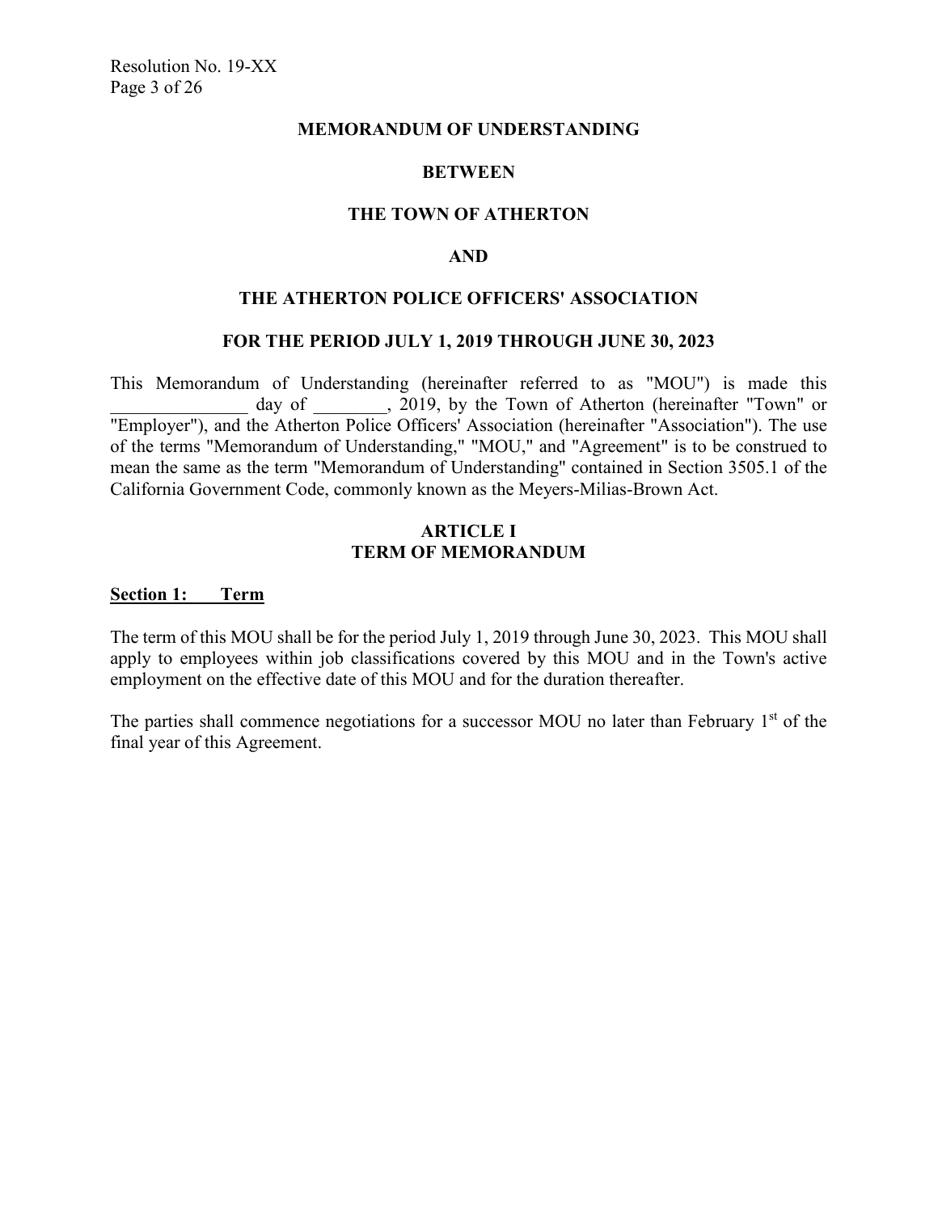**MEMORANDUM OF UNDERSTANDING**

**BETWEEN**

**THE TOWN OF ATHERTON**

**AND**

**THE ATHERTON POLICE OFFICERS' ASSOCIATION**

**FOR THE PERIOD JULY 1, 2019 THROUGH JUNE 30, 2023**

This Memorandum of Understanding (hereinafter referred to as "MOU") is made this _______________ day of ________, 2019, by the Town of Atherton (hereinafter "Town" or "Employer"), and the Atherton Police Officers' Association (hereinafter "Association"). The use of the terms "Memorandum of Understanding," "MOU," and "Agreement" is to be construed to mean the same as the term "Memorandum of Understanding" contained in Section 3505.1 of the California Government Code, commonly known as the Meyers-Milias-Brown Act.

## ARTICLE I
## TERM OF MEMORANDUM

**Section 1: Term**

The term of this MOU shall be for the period July 1, 2019 through June 30, 2023. This MOU shall apply to employees within job classifications covered by this MOU and in the Town's active employment on the effective date of this MOU and for the duration thereafter.

The parties shall commence negotiations for a successor MOU no later than February 1st of the final year of this Agreement.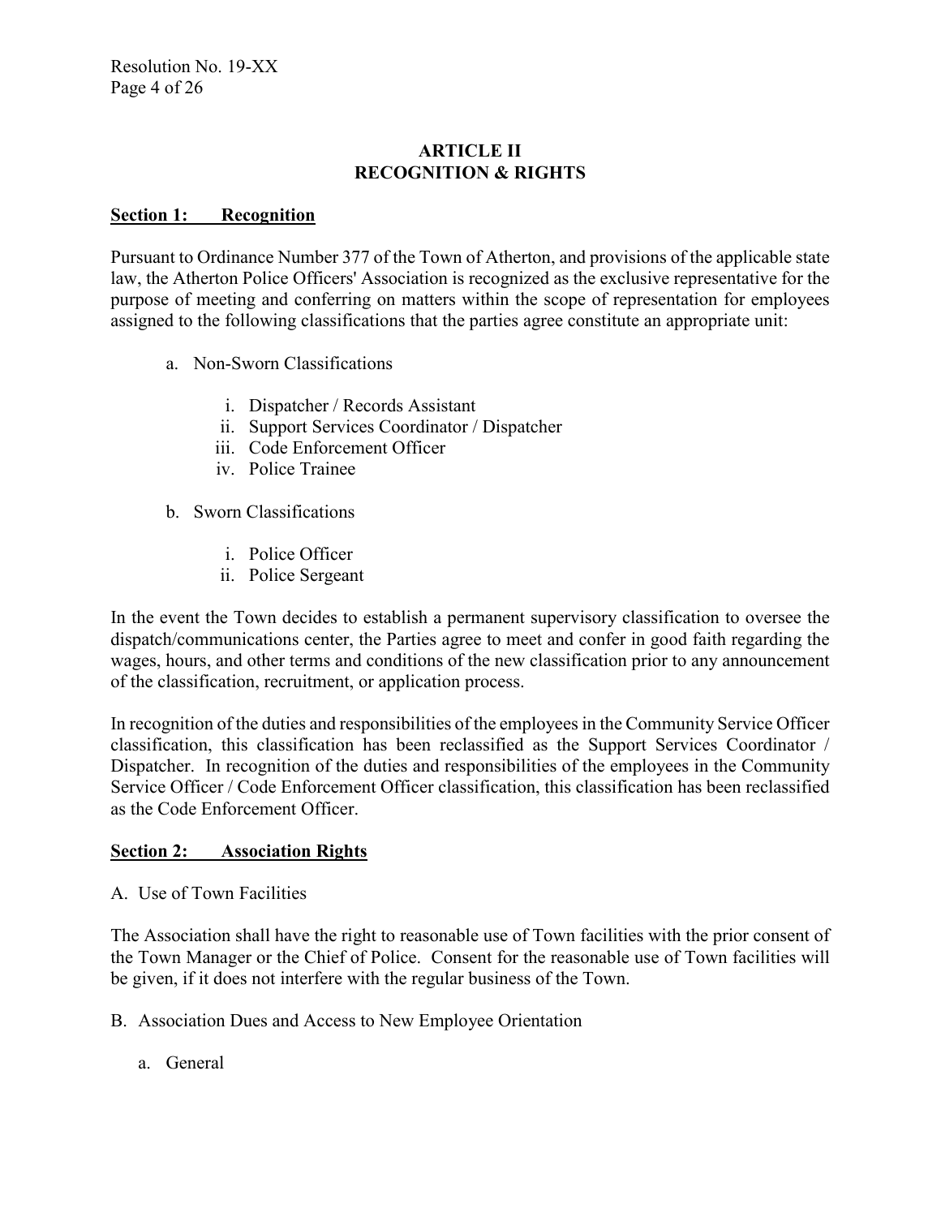# ARTICLE II
# RECOGNITION & RIGHTS

**Section 1: Recognition**

Pursuant to Ordinance Number 377 of the Town of Atherton, and provisions of the applicable state law, the Atherton Police Officers' Association is recognized as the exclusive representative for the purpose of meeting and conferring on matters within the scope of representation for employees assigned to the following classifications that the parties agree constitute an appropriate unit:

a. Non-Sworn Classifications

   i. Dispatcher / Records Assistant
   ii. Support Services Coordinator / Dispatcher
   iii. Code Enforcement Officer
   iv. Police Trainee

b. Sworn Classifications

   i. Police Officer
   ii. Police Sergeant

In the event the Town decides to establish a permanent supervisory classification to oversee the dispatch/communications center, the Parties agree to meet and confer in good faith regarding the wages, hours, and other terms and conditions of the new classification prior to any announcement of the classification, recruitment, or application process.

In recognition of the duties and responsibilities of the employees in the Community Service Officer classification, this classification has been reclassified as the Support Services Coordinator / Dispatcher. In recognition of the duties and responsibilities of the employees in the Community Service Officer / Code Enforcement Officer classification, this classification has been reclassified as the Code Enforcement Officer.

**Section 2: Association Rights**

A. Use of Town Facilities

The Association shall have the right to reasonable use of Town facilities with the prior consent of the Town Manager or the Chief of Police. Consent for the reasonable use of Town facilities will be given, if it does not interfere with the regular business of the Town.

B. Association Dues and Access to New Employee Orientation

a. General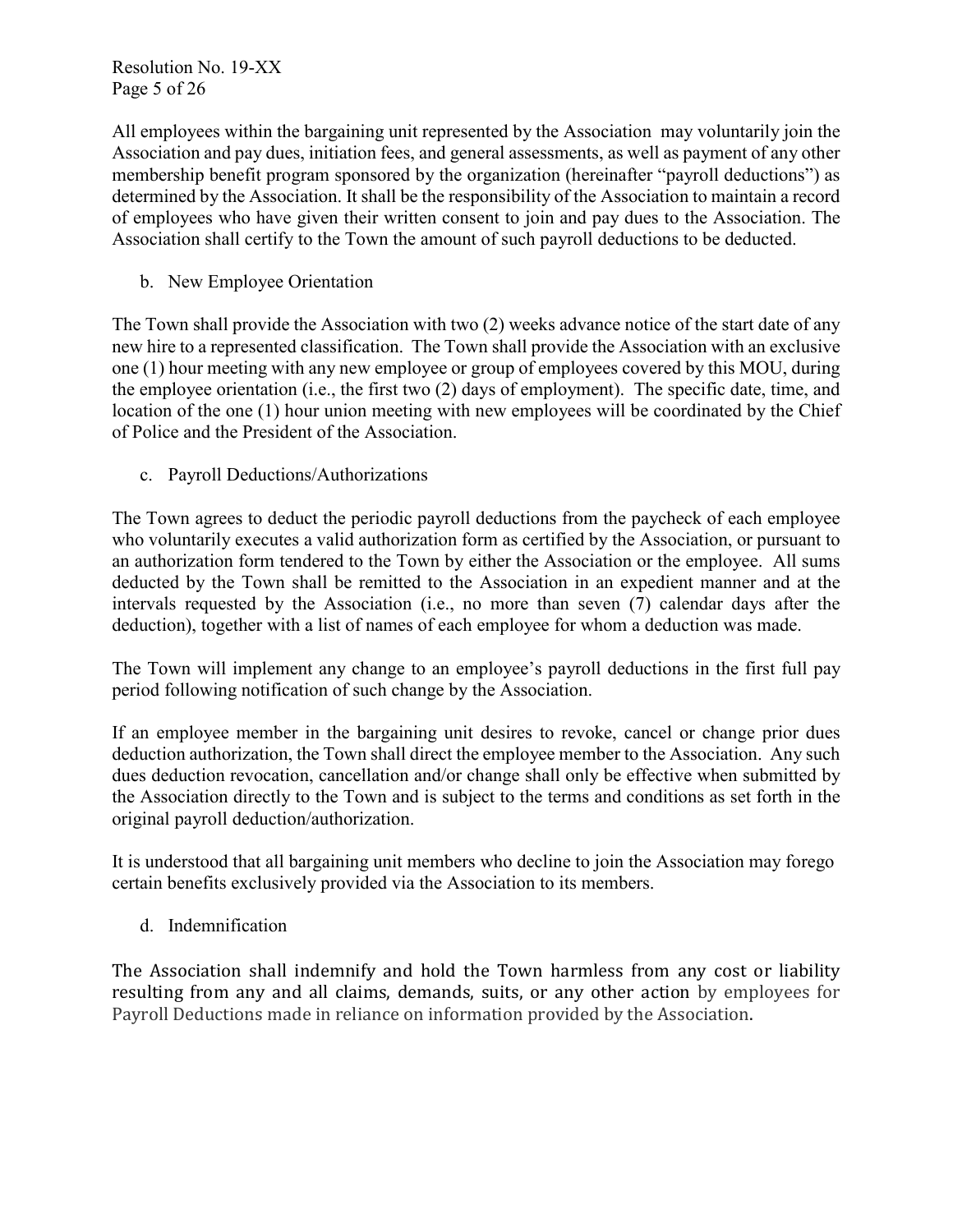All employees within the bargaining unit represented by the Association may voluntarily join the Association and pay dues, initiation fees, and general assessments, as well as payment of any other membership benefit program sponsored by the organization (hereinafter "payroll deductions") as determined by the Association. It shall be the responsibility of the Association to maintain a record of employees who have given their written consent to join and pay dues to the Association. The Association shall certify to the Town the amount of such payroll deductions to be deducted.

b. New Employee Orientation

The Town shall provide the Association with two (2) weeks advance notice of the start date of any new hire to a represented classification. The Town shall provide the Association with an exclusive one (1) hour meeting with any new employee or group of employees covered by this MOU, during the employee orientation (i.e., the first two (2) days of employment). The specific date, time, and location of the one (1) hour union meeting with new employees will be coordinated by the Chief of Police and the President of the Association.

c. Payroll Deductions/Authorizations

The Town agrees to deduct the periodic payroll deductions from the paycheck of each employee who voluntarily executes a valid authorization form as certified by the Association, or pursuant to an authorization form tendered to the Town by either the Association or the employee. All sums deducted by the Town shall be remitted to the Association in an expedient manner and at the intervals requested by the Association (i.e., no more than seven (7) calendar days after the deduction), together with a list of names of each employee for whom a deduction was made.

The Town will implement any change to an employee's payroll deductions in the first full pay period following notification of such change by the Association.

If an employee member in the bargaining unit desires to revoke, cancel or change prior dues deduction authorization, the Town shall direct the employee member to the Association. Any such dues deduction revocation, cancellation and/or change shall only be effective when submitted by the Association directly to the Town and is subject to the terms and conditions as set forth in the original payroll deduction/authorization.

It is understood that all bargaining unit members who decline to join the Association may forego certain benefits exclusively provided via the Association to its members.

d. Indemnification

The Association shall indemnify and hold the Town harmless from any cost or liability resulting from any and all claims, demands, suits, or any other action by employees for Payroll Deductions made in reliance on information provided by the Association.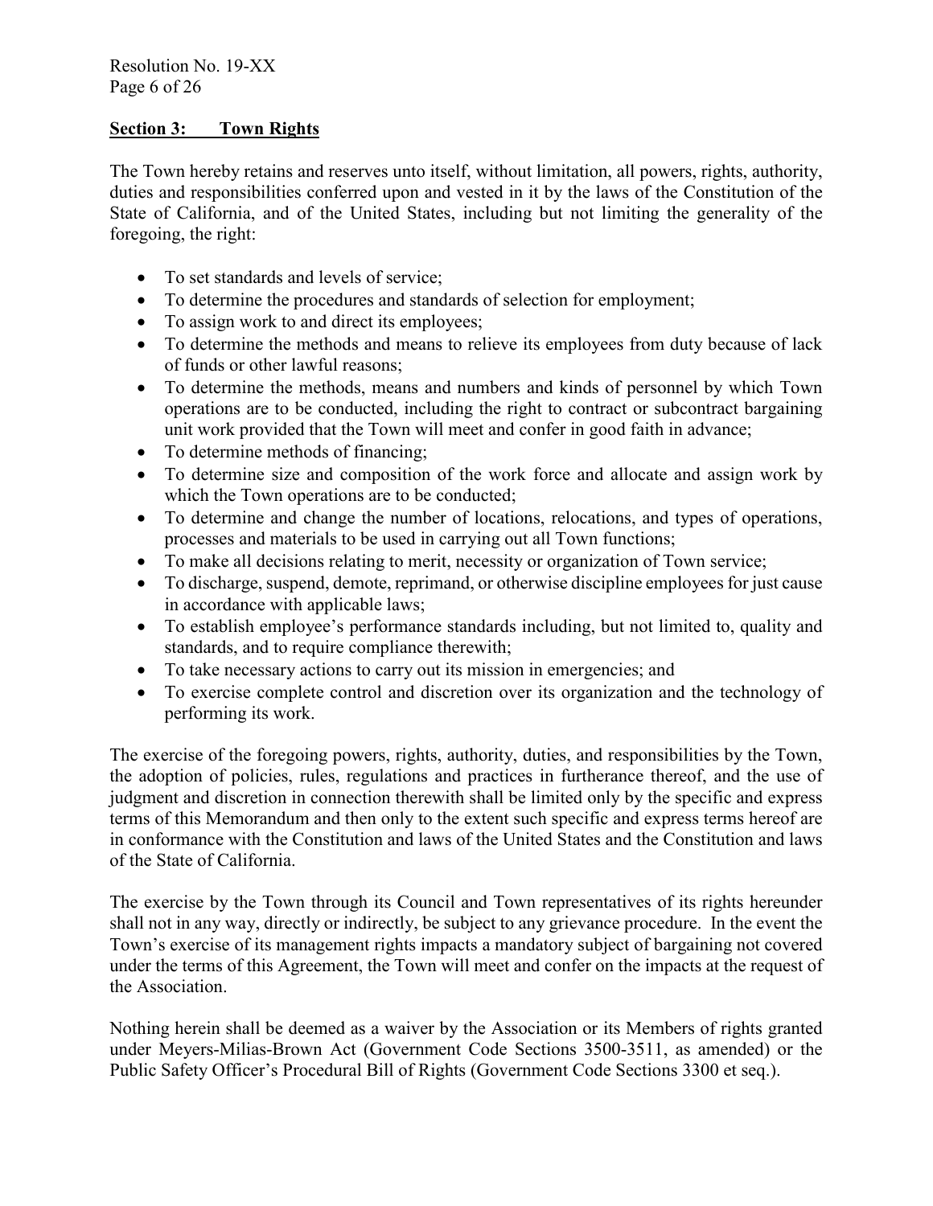## Section 3: Town Rights

The Town hereby retains and reserves unto itself, without limitation, all powers, rights, authority, duties and responsibilities conferred upon and vested in it by the laws of the Constitution of the State of California, and of the United States, including but not limiting the generality of the foregoing, the right:

- To set standards and levels of service;
- To determine the procedures and standards of selection for employment;
- To assign work to and direct its employees;
- To determine the methods and means to relieve its employees from duty because of lack of funds or other lawful reasons;
- To determine the methods, means and numbers and kinds of personnel by which Town operations are to be conducted, including the right to contract or subcontract bargaining unit work provided that the Town will meet and confer in good faith in advance;
- To determine methods of financing;
- To determine size and composition of the work force and allocate and assign work by which the Town operations are to be conducted;
- To determine and change the number of locations, relocations, and types of operations, processes and materials to be used in carrying out all Town functions;
- To make all decisions relating to merit, necessity or organization of Town service;
- To discharge, suspend, demote, reprimand, or otherwise discipline employees for just cause in accordance with applicable laws;
- To establish employee's performance standards including, but not limited to, quality and standards, and to require compliance therewith;
- To take necessary actions to carry out its mission in emergencies; and
- To exercise complete control and discretion over its organization and the technology of performing its work.

The exercise of the foregoing powers, rights, authority, duties, and responsibilities by the Town, the adoption of policies, rules, regulations and practices in furtherance thereof, and the use of judgment and discretion in connection therewith shall be limited only by the specific and express terms of this Memorandum and then only to the extent such specific and express terms hereof are in conformance with the Constitution and laws of the United States and the Constitution and laws of the State of California.

The exercise by the Town through its Council and Town representatives of its rights hereunder shall not in any way, directly or indirectly, be subject to any grievance procedure. In the event the Town's exercise of its management rights impacts a mandatory subject of bargaining not covered under the terms of this Agreement, the Town will meet and confer on the impacts at the request of the Association.

Nothing herein shall be deemed as a waiver by the Association or its Members of rights granted under Meyers-Milias-Brown Act (Government Code Sections 3500-3511, as amended) or the Public Safety Officer's Procedural Bill of Rights (Government Code Sections 3300 et seq.).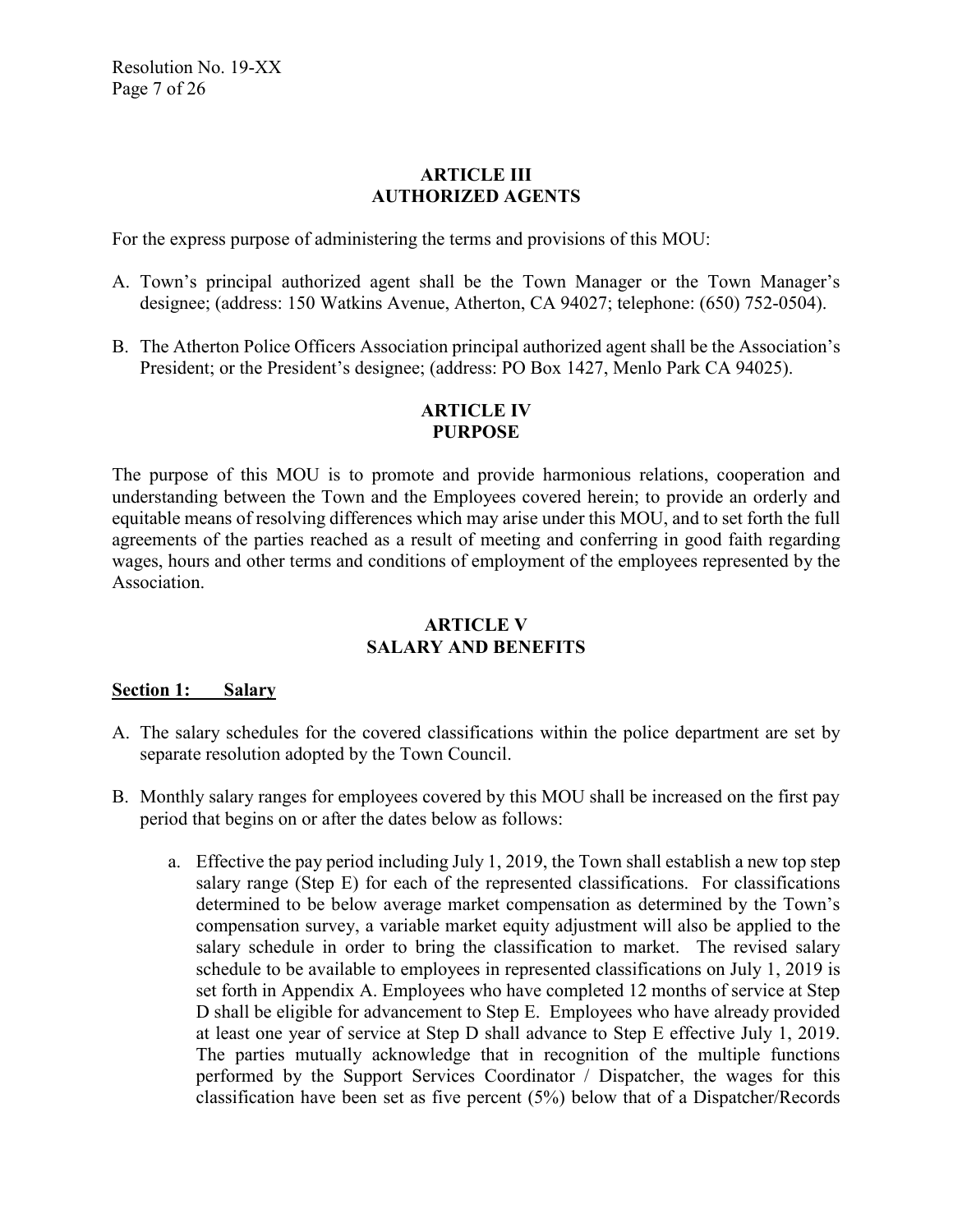## ARTICLE III
## AUTHORIZED AGENTS

For the express purpose of administering the terms and provisions of this MOU:

A. Town's principal authorized agent shall be the Town Manager or the Town Manager's designee; (address: 150 Watkins Avenue, Atherton, CA 94027; telephone: (650) 752-0504).

B. The Atherton Police Officers Association principal authorized agent shall be the Association's President; or the President's designee; (address: PO Box 1427, Menlo Park CA 94025).

## ARTICLE IV
## PURPOSE

The purpose of this MOU is to promote and provide harmonious relations, cooperation and understanding between the Town and the Employees covered herein; to provide an orderly and equitable means of resolving differences which may arise under this MOU, and to set forth the full agreements of the parties reached as a result of meeting and conferring in good faith regarding wages, hours and other terms and conditions of employment of the employees represented by the Association.

## ARTICLE V
## SALARY AND BENEFITS

**<u>Section 1: Salary</u>**

A. The salary schedules for the covered classifications within the police department are set by separate resolution adopted by the Town Council.

B. Monthly salary ranges for employees covered by this MOU shall be increased on the first pay period that begins on or after the dates below as follows:

   a. Effective the pay period including July 1, 2019, the Town shall establish a new top step salary range (Step E) for each of the represented classifications. For classifications determined to be below average market compensation as determined by the Town's compensation survey, a variable market equity adjustment will also be applied to the salary schedule in order to bring the classification to market. The revised salary schedule to be available to employees in represented classifications on July 1, 2019 is set forth in Appendix A. Employees who have completed 12 months of service at Step D shall be eligible for advancement to Step E. Employees who have already provided at least one year of service at Step D shall advance to Step E effective July 1, 2019. The parties mutually acknowledge that in recognition of the multiple functions performed by the Support Services Coordinator / Dispatcher, the wages for this classification have been set as five percent (5%) below that of a Dispatcher/Records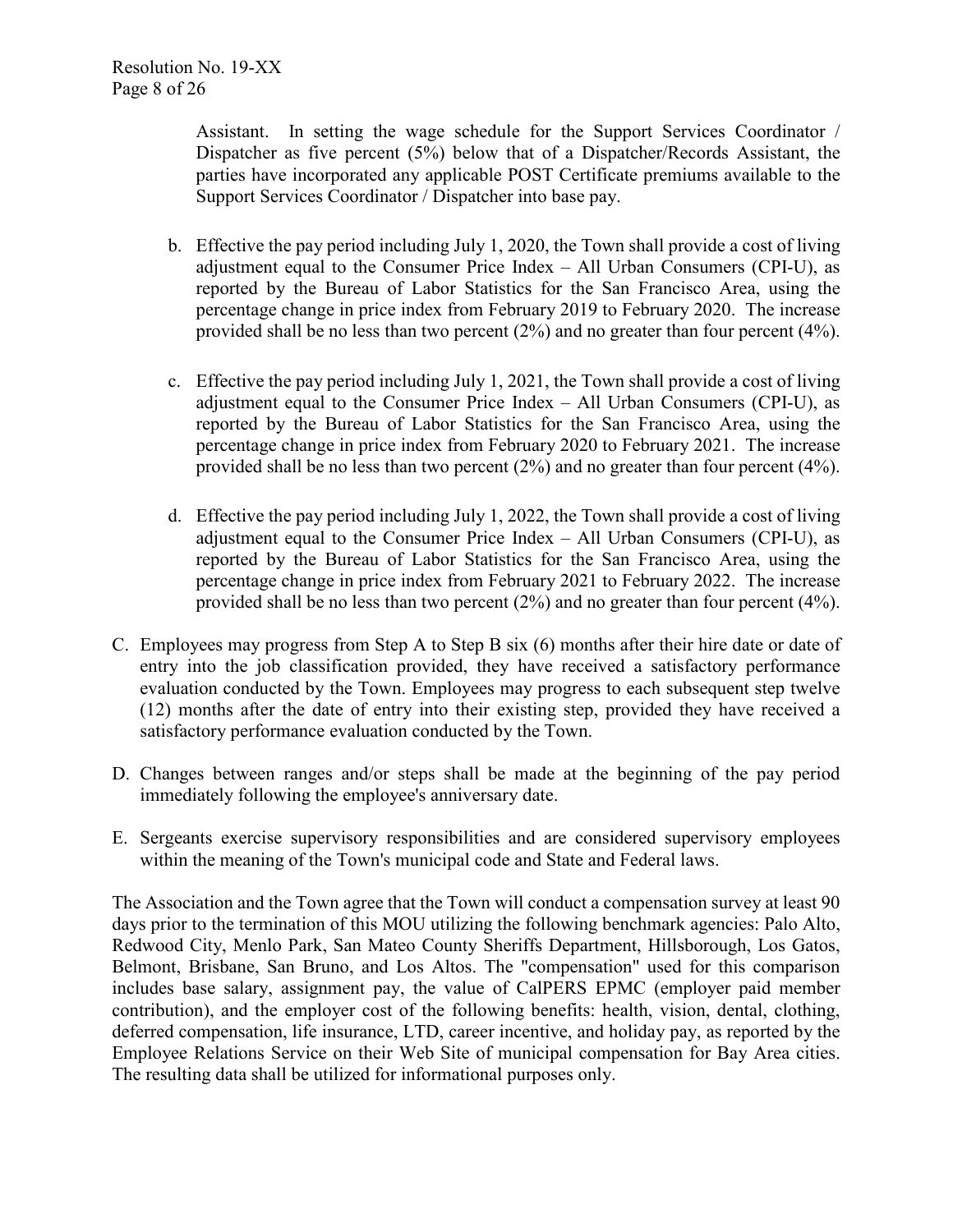Assistant. In setting the wage schedule for the Support Services Coordinator / Dispatcher as five percent (5%) below that of a Dispatcher/Records Assistant, the parties have incorporated any applicable POST Certificate premiums available to the Support Services Coordinator / Dispatcher into base pay.

b. Effective the pay period including July 1, 2020, the Town shall provide a cost of living adjustment equal to the Consumer Price Index – All Urban Consumers (CPI-U), as reported by the Bureau of Labor Statistics for the San Francisco Area, using the percentage change in price index from February 2019 to February 2020. The increase provided shall be no less than two percent (2%) and no greater than four percent (4%).

c. Effective the pay period including July 1, 2021, the Town shall provide a cost of living adjustment equal to the Consumer Price Index – All Urban Consumers (CPI-U), as reported by the Bureau of Labor Statistics for the San Francisco Area, using the percentage change in price index from February 2020 to February 2021. The increase provided shall be no less than two percent (2%) and no greater than four percent (4%).

d. Effective the pay period including July 1, 2022, the Town shall provide a cost of living adjustment equal to the Consumer Price Index – All Urban Consumers (CPI-U), as reported by the Bureau of Labor Statistics for the San Francisco Area, using the percentage change in price index from February 2021 to February 2022. The increase provided shall be no less than two percent (2%) and no greater than four percent (4%).

C. Employees may progress from Step A to Step B six (6) months after their hire date or date of entry into the job classification provided, they have received a satisfactory performance evaluation conducted by the Town. Employees may progress to each subsequent step twelve (12) months after the date of entry into their existing step, provided they have received a satisfactory performance evaluation conducted by the Town.

D. Changes between ranges and/or steps shall be made at the beginning of the pay period immediately following the employee's anniversary date.

E. Sergeants exercise supervisory responsibilities and are considered supervisory employees within the meaning of the Town's municipal code and State and Federal laws.

The Association and the Town agree that the Town will conduct a compensation survey at least 90 days prior to the termination of this MOU utilizing the following benchmark agencies: Palo Alto, Redwood City, Menlo Park, San Mateo County Sheriffs Department, Hillsborough, Los Gatos, Belmont, Brisbane, San Bruno, and Los Altos. The "compensation" used for this comparison includes base salary, assignment pay, the value of CalPERS EPMC (employer paid member contribution), and the employer cost of the following benefits: health, vision, dental, clothing, deferred compensation, life insurance, LTD, career incentive, and holiday pay, as reported by the Employee Relations Service on their Web Site of municipal compensation for Bay Area cities. The resulting data shall be utilized for informational purposes only.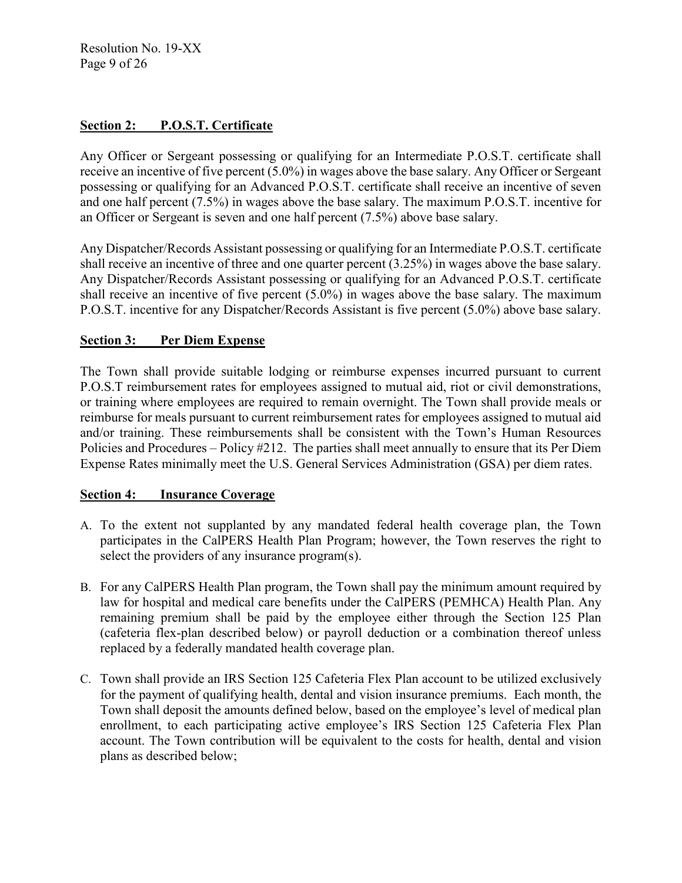**Section 2: P.O.S.T. Certificate**

Any Officer or Sergeant possessing or qualifying for an Intermediate P.O.S.T. certificate shall receive an incentive of five percent (5.0%) in wages above the base salary. Any Officer or Sergeant possessing or qualifying for an Advanced P.O.S.T. certificate shall receive an incentive of seven and one half percent (7.5%) in wages above the base salary. The maximum P.O.S.T. incentive for an Officer or Sergeant is seven and one half percent (7.5%) above base salary.

Any Dispatcher/Records Assistant possessing or qualifying for an Intermediate P.O.S.T. certificate shall receive an incentive of three and one quarter percent (3.25%) in wages above the base salary. Any Dispatcher/Records Assistant possessing or qualifying for an Advanced P.O.S.T. certificate shall receive an incentive of five percent (5.0%) in wages above the base salary. The maximum P.O.S.T. incentive for any Dispatcher/Records Assistant is five percent (5.0%) above base salary.

**Section 3: Per Diem Expense**

The Town shall provide suitable lodging or reimburse expenses incurred pursuant to current P.O.S.T reimbursement rates for employees assigned to mutual aid, riot or civil demonstrations, or training where employees are required to remain overnight. The Town shall provide meals or reimburse for meals pursuant to current reimbursement rates for employees assigned to mutual aid and/or training. These reimbursements shall be consistent with the Town's Human Resources Policies and Procedures – Policy #212. The parties shall meet annually to ensure that its Per Diem Expense Rates minimally meet the U.S. General Services Administration (GSA) per diem rates.

**Section 4: Insurance Coverage**

A. To the extent not supplanted by any mandated federal health coverage plan, the Town participates in the CalPERS Health Plan Program; however, the Town reserves the right to select the providers of any insurance program(s).

B. For any CalPERS Health Plan program, the Town shall pay the minimum amount required by law for hospital and medical care benefits under the CalPERS (PEMHCA) Health Plan. Any remaining premium shall be paid by the employee either through the Section 125 Plan (cafeteria flex-plan described below) or payroll deduction or a combination thereof unless replaced by a federally mandated health coverage plan.

C. Town shall provide an IRS Section 125 Cafeteria Flex Plan account to be utilized exclusively for the payment of qualifying health, dental and vision insurance premiums. Each month, the Town shall deposit the amounts defined below, based on the employee's level of medical plan enrollment, to each participating active employee's IRS Section 125 Cafeteria Flex Plan account. The Town contribution will be equivalent to the costs for health, dental and vision plans as described below;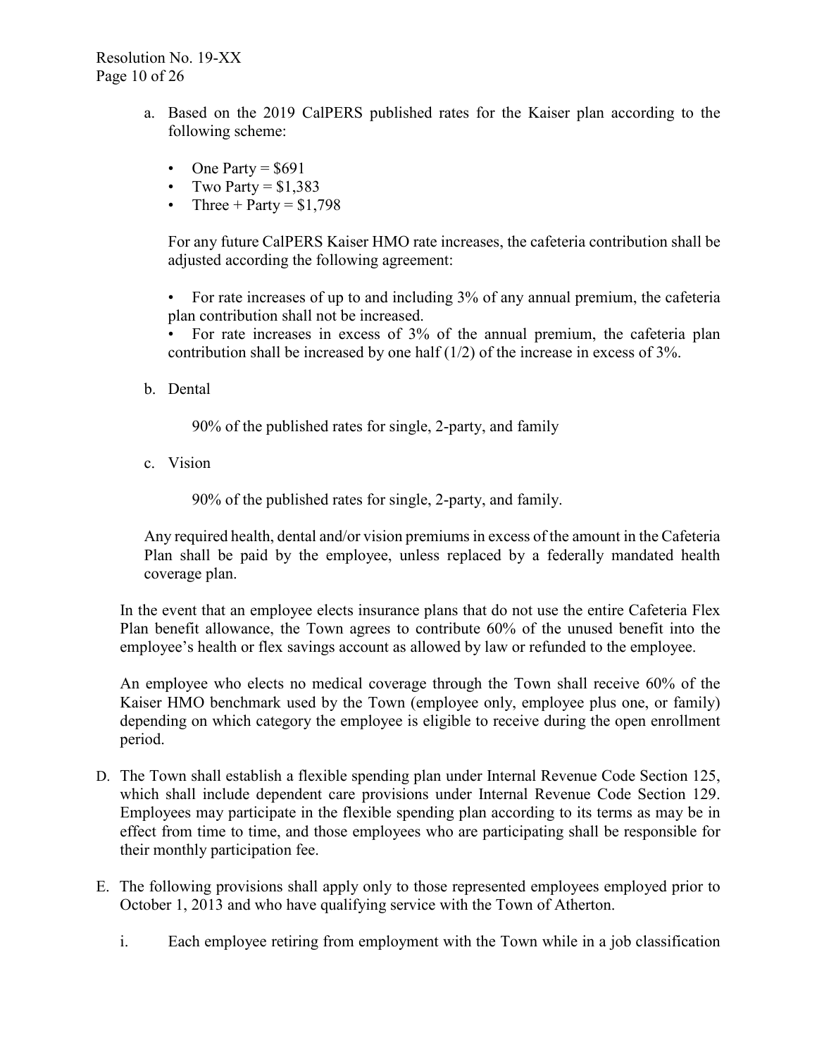a. Based on the 2019 CalPERS published rates for the Kaiser plan according to the following scheme:

   - One Party = $691
   - Two Party = $1,383
   - Three + Party = $1,798

   For any future CalPERS Kaiser HMO rate increases, the cafeteria contribution shall be adjusted according the following agreement:

   - For rate increases of up to and including 3% of any annual premium, the cafeteria plan contribution shall not be increased.
   - For rate increases in excess of 3% of the annual premium, the cafeteria plan contribution shall be increased by one half (1/2) of the increase in excess of 3%.

b. Dental

   90% of the published rates for single, 2-party, and family

c. Vision

   90% of the published rates for single, 2-party, and family.

Any required health, dental and/or vision premiums in excess of the amount in the Cafeteria Plan shall be paid by the employee, unless replaced by a federally mandated health coverage plan.

In the event that an employee elects insurance plans that do not use the entire Cafeteria Flex Plan benefit allowance, the Town agrees to contribute 60% of the unused benefit into the employee's health or flex savings account as allowed by law or refunded to the employee.

An employee who elects no medical coverage through the Town shall receive 60% of the Kaiser HMO benchmark used by the Town (employee only, employee plus one, or family) depending on which category the employee is eligible to receive during the open enrollment period.

D. The Town shall establish a flexible spending plan under Internal Revenue Code Section 125, which shall include dependent care provisions under Internal Revenue Code Section 129. Employees may participate in the flexible spending plan according to its terms as may be in effect from time to time, and those employees who are participating shall be responsible for their monthly participation fee.

E. The following provisions shall apply only to those represented employees employed prior to October 1, 2013 and who have qualifying service with the Town of Atherton.

   i. Each employee retiring from employment with the Town while in a job classification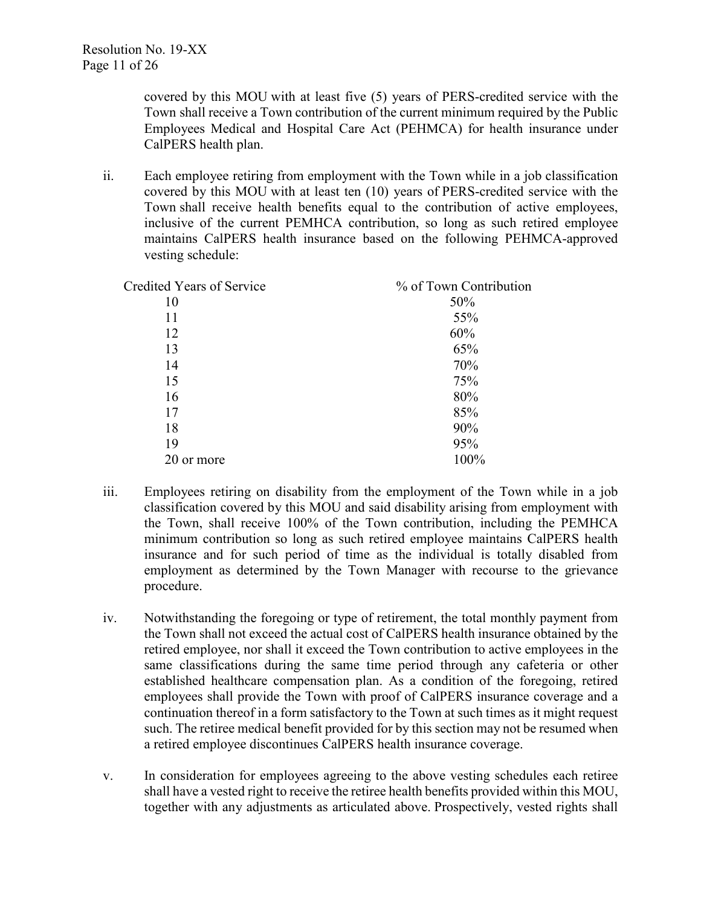covered by this MOU with at least five (5) years of PERS-credited service with the Town shall receive a Town contribution of the current minimum required by the Public Employees Medical and Hospital Care Act (PEHMCA) for health insurance under CalPERS health plan.

ii. Each employee retiring from employment with the Town while in a job classification covered by this MOU with at least ten (10) years of PERS-credited service with the Town shall receive health benefits equal to the contribution of active employees, inclusive of the current PEMHCA contribution, so long as such retired employee maintains CalPERS health insurance based on the following PEHMCA-approved vesting schedule:

| Credited Years of Service | % of Town Contribution |
|---|---|
| 10 | 50% |
| 11 | 55% |
| 12 | 60% |
| 13 | 65% |
| 14 | 70% |
| 15 | 75% |
| 16 | 80% |
| 17 | 85% |
| 18 | 90% |
| 19 | 95% |
| 20 or more | 100% |

iii. Employees retiring on disability from the employment of the Town while in a job classification covered by this MOU and said disability arising from employment with the Town, shall receive 100% of the Town contribution, including the PEMHCA minimum contribution so long as such retired employee maintains CalPERS health insurance and for such period of time as the individual is totally disabled from employment as determined by the Town Manager with recourse to the grievance procedure.

iv. Notwithstanding the foregoing or type of retirement, the total monthly payment from the Town shall not exceed the actual cost of CalPERS health insurance obtained by the retired employee, nor shall it exceed the Town contribution to active employees in the same classifications during the same time period through any cafeteria or other established healthcare compensation plan. As a condition of the foregoing, retired employees shall provide the Town with proof of CalPERS insurance coverage and a continuation thereof in a form satisfactory to the Town at such times as it might request such. The retiree medical benefit provided for by this section may not be resumed when a retired employee discontinues CalPERS health insurance coverage.

v. In consideration for employees agreeing to the above vesting schedules each retiree shall have a vested right to receive the retiree health benefits provided within this MOU, together with any adjustments as articulated above. Prospectively, vested rights shall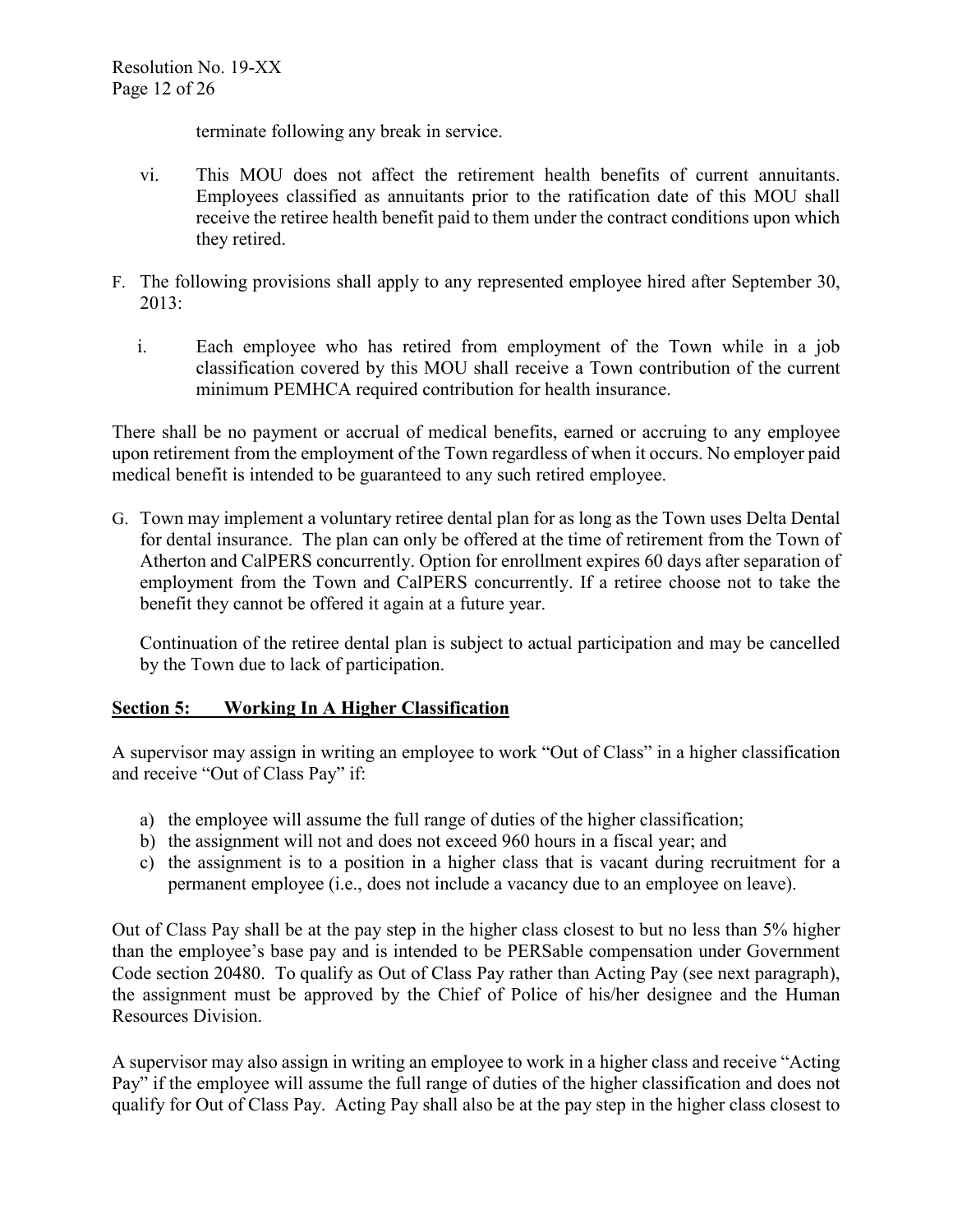terminate following any break in service.

vi. This MOU does not affect the retirement health benefits of current annuitants. Employees classified as annuitants prior to the ratification date of this MOU shall receive the retiree health benefit paid to them under the contract conditions upon which they retired.

F. The following provisions shall apply to any represented employee hired after September 30, 2013:

i. Each employee who has retired from employment of the Town while in a job classification covered by this MOU shall receive a Town contribution of the current minimum PEMHCA required contribution for health insurance.

There shall be no payment or accrual of medical benefits, earned or accruing to any employee upon retirement from the employment of the Town regardless of when it occurs. No employer paid medical benefit is intended to be guaranteed to any such retired employee.

G. Town may implement a voluntary retiree dental plan for as long as the Town uses Delta Dental for dental insurance. The plan can only be offered at the time of retirement from the Town of Atherton and CalPERS concurrently. Option for enrollment expires 60 days after separation of employment from the Town and CalPERS concurrently. If a retiree choose not to take the benefit they cannot be offered it again at a future year.

Continuation of the retiree dental plan is subject to actual participation and may be cancelled by the Town due to lack of participation.

**Section 5: Working In A Higher Classification**

A supervisor may assign in writing an employee to work "Out of Class" in a higher classification and receive "Out of Class Pay" if:

a) the employee will assume the full range of duties of the higher classification;
b) the assignment will not and does not exceed 960 hours in a fiscal year; and
c) the assignment is to a position in a higher class that is vacant during recruitment for a permanent employee (i.e., does not include a vacancy due to an employee on leave).

Out of Class Pay shall be at the pay step in the higher class closest to but no less than 5% higher than the employee's base pay and is intended to be PERSable compensation under Government Code section 20480. To qualify as Out of Class Pay rather than Acting Pay (see next paragraph), the assignment must be approved by the Chief of Police of his/her designee and the Human Resources Division.

A supervisor may also assign in writing an employee to work in a higher class and receive "Acting Pay" if the employee will assume the full range of duties of the higher classification and does not qualify for Out of Class Pay. Acting Pay shall also be at the pay step in the higher class closest to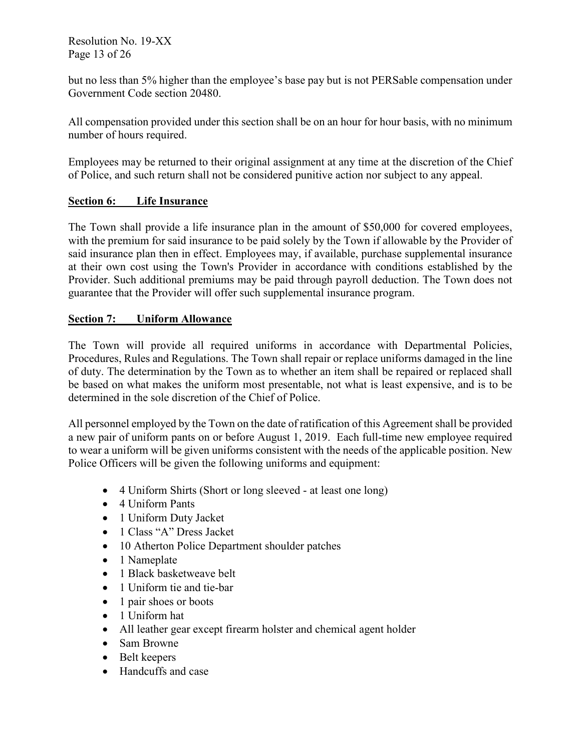but no less than 5% higher than the employee's base pay but is not PERSable compensation under Government Code section 20480.

All compensation provided under this section shall be on an hour for hour basis, with no minimum number of hours required.

Employees may be returned to their original assignment at any time at the discretion of the Chief of Police, and such return shall not be considered punitive action nor subject to any appeal.

## Section 6: Life Insurance

The Town shall provide a life insurance plan in the amount of $50,000 for covered employees, with the premium for said insurance to be paid solely by the Town if allowable by the Provider of said insurance plan then in effect. Employees may, if available, purchase supplemental insurance at their own cost using the Town's Provider in accordance with conditions established by the Provider. Such additional premiums may be paid through payroll deduction. The Town does not guarantee that the Provider will offer such supplemental insurance program.

## Section 7: Uniform Allowance

The Town will provide all required uniforms in accordance with Departmental Policies, Procedures, Rules and Regulations. The Town shall repair or replace uniforms damaged in the line of duty. The determination by the Town as to whether an item shall be repaired or replaced shall be based on what makes the uniform most presentable, not what is least expensive, and is to be determined in the sole discretion of the Chief of Police.

All personnel employed by the Town on the date of ratification of this Agreement shall be provided a new pair of uniform pants on or before August 1, 2019. Each full-time new employee required to wear a uniform will be given uniforms consistent with the needs of the applicable position. New Police Officers will be given the following uniforms and equipment:

- 4 Uniform Shirts (Short or long sleeved - at least one long)
- 4 Uniform Pants
- 1 Uniform Duty Jacket
- 1 Class "A" Dress Jacket
- 10 Atherton Police Department shoulder patches
- 1 Nameplate
- 1 Black basketweave belt
- 1 Uniform tie and tie-bar
- 1 pair shoes or boots
- 1 Uniform hat
- All leather gear except firearm holster and chemical agent holder
- Sam Browne
- Belt keepers
- Handcuffs and case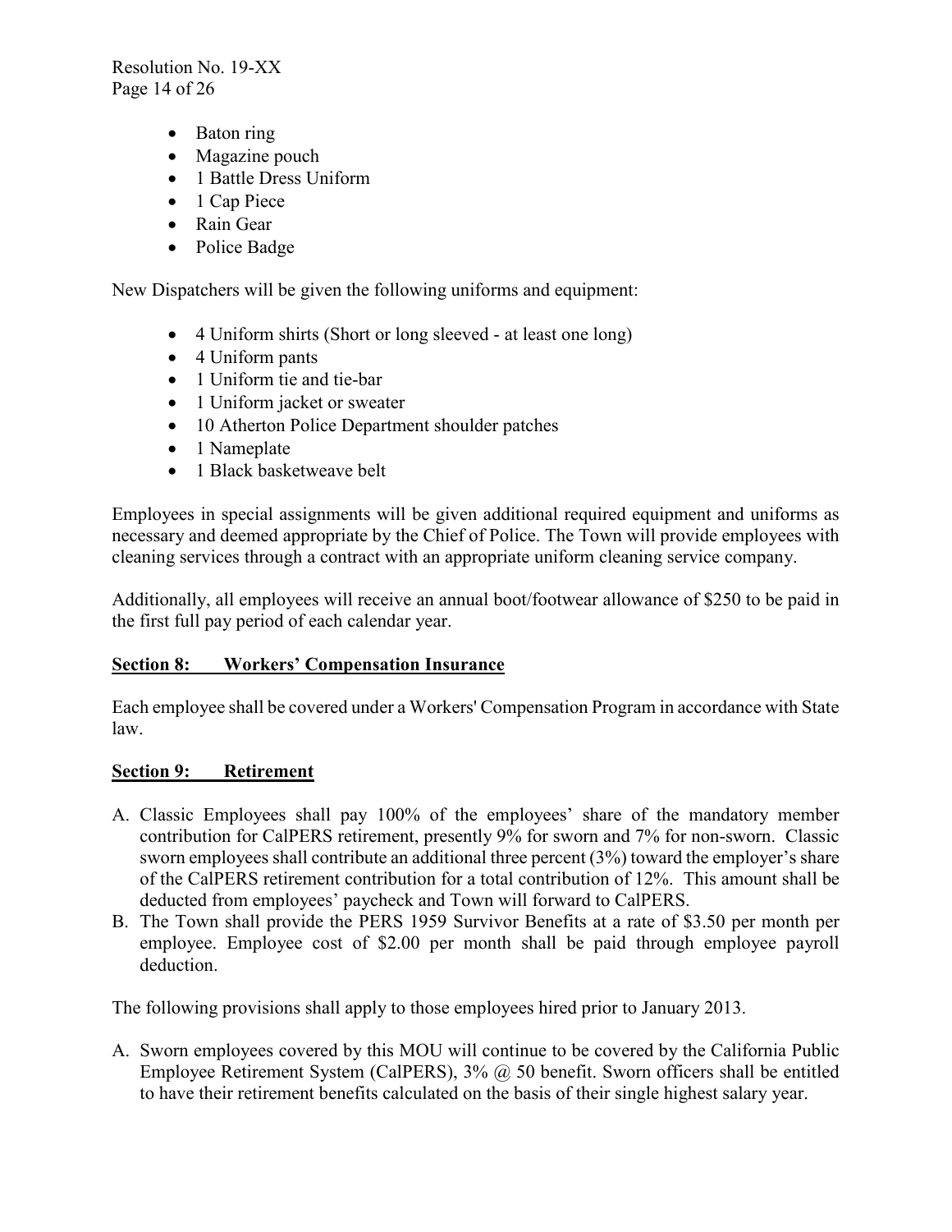- Baton ring
- Magazine pouch
- 1 Battle Dress Uniform
- 1 Cap Piece
- Rain Gear
- Police Badge

New Dispatchers will be given the following uniforms and equipment:

- 4 Uniform shirts (Short or long sleeved - at least one long)
- 4 Uniform pants
- 1 Uniform tie and tie-bar
- 1 Uniform jacket or sweater
- 10 Atherton Police Department shoulder patches
- 1 Nameplate
- 1 Black basketweave belt

Employees in special assignments will be given additional required equipment and uniforms as necessary and deemed appropriate by the Chief of Police. The Town will provide employees with cleaning services through a contract with an appropriate uniform cleaning service company.

Additionally, all employees will receive an annual boot/footwear allowance of $250 to be paid in the first full pay period of each calendar year.

**Section 8: Workers' Compensation Insurance**

Each employee shall be covered under a Workers' Compensation Program in accordance with State law.

**Section 9: Retirement**

A. Classic Employees shall pay 100% of the employees' share of the mandatory member contribution for CalPERS retirement, presently 9% for sworn and 7% for non-sworn. Classic sworn employees shall contribute an additional three percent (3%) toward the employer's share of the CalPERS retirement contribution for a total contribution of 12%. This amount shall be deducted from employees' paycheck and Town will forward to CalPERS.
B. The Town shall provide the PERS 1959 Survivor Benefits at a rate of $3.50 per month per employee. Employee cost of $2.00 per month shall be paid through employee payroll deduction.

The following provisions shall apply to those employees hired prior to January 2013.

A. Sworn employees covered by this MOU will continue to be covered by the California Public Employee Retirement System (CalPERS), 3% @ 50 benefit. Sworn officers shall be entitled to have their retirement benefits calculated on the basis of their single highest salary year.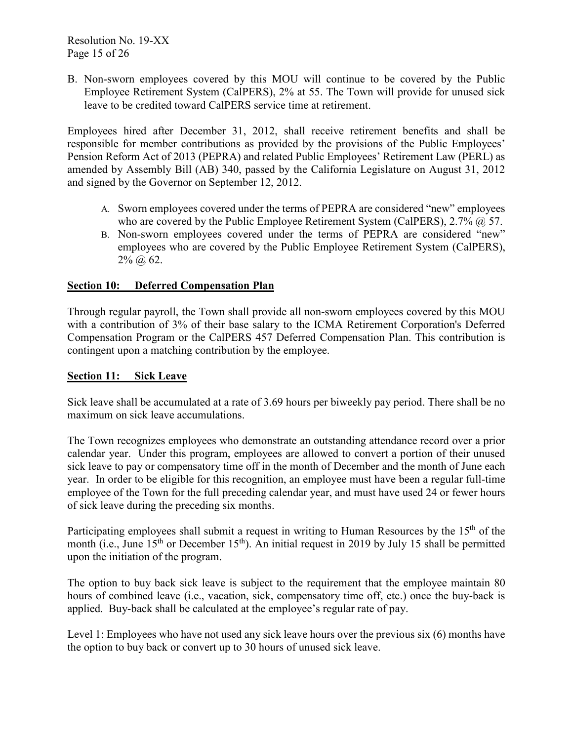B. Non-sworn employees covered by this MOU will continue to be covered by the Public Employee Retirement System (CalPERS), 2% at 55. The Town will provide for unused sick leave to be credited toward CalPERS service time at retirement.

Employees hired after December 31, 2012, shall receive retirement benefits and shall be responsible for member contributions as provided by the provisions of the Public Employees' Pension Reform Act of 2013 (PEPRA) and related Public Employees' Retirement Law (PERL) as amended by Assembly Bill (AB) 340, passed by the California Legislature on August 31, 2012 and signed by the Governor on September 12, 2012.

A. Sworn employees covered under the terms of PEPRA are considered "new" employees who are covered by the Public Employee Retirement System (CalPERS), 2.7% @ 57.
B. Non-sworn employees covered under the terms of PEPRA are considered "new" employees who are covered by the Public Employee Retirement System (CalPERS), 2% @ 62.

## Section 10: Deferred Compensation Plan

Through regular payroll, the Town shall provide all non-sworn employees covered by this MOU with a contribution of 3% of their base salary to the ICMA Retirement Corporation's Deferred Compensation Program or the CalPERS 457 Deferred Compensation Plan. This contribution is contingent upon a matching contribution by the employee.

## Section 11: Sick Leave

Sick leave shall be accumulated at a rate of 3.69 hours per biweekly pay period. There shall be no maximum on sick leave accumulations.

The Town recognizes employees who demonstrate an outstanding attendance record over a prior calendar year. Under this program, employees are allowed to convert a portion of their unused sick leave to pay or compensatory time off in the month of December and the month of June each year. In order to be eligible for this recognition, an employee must have been a regular full-time employee of the Town for the full preceding calendar year, and must have used 24 or fewer hours of sick leave during the preceding six months.

Participating employees shall submit a request in writing to Human Resources by the 15th of the month (i.e., June 15th or December 15th). An initial request in 2019 by July 15 shall be permitted upon the initiation of the program.

The option to buy back sick leave is subject to the requirement that the employee maintain 80 hours of combined leave (i.e., vacation, sick, compensatory time off, etc.) once the buy-back is applied. Buy-back shall be calculated at the employee's regular rate of pay.

Level 1: Employees who have not used any sick leave hours over the previous six (6) months have the option to buy back or convert up to 30 hours of unused sick leave.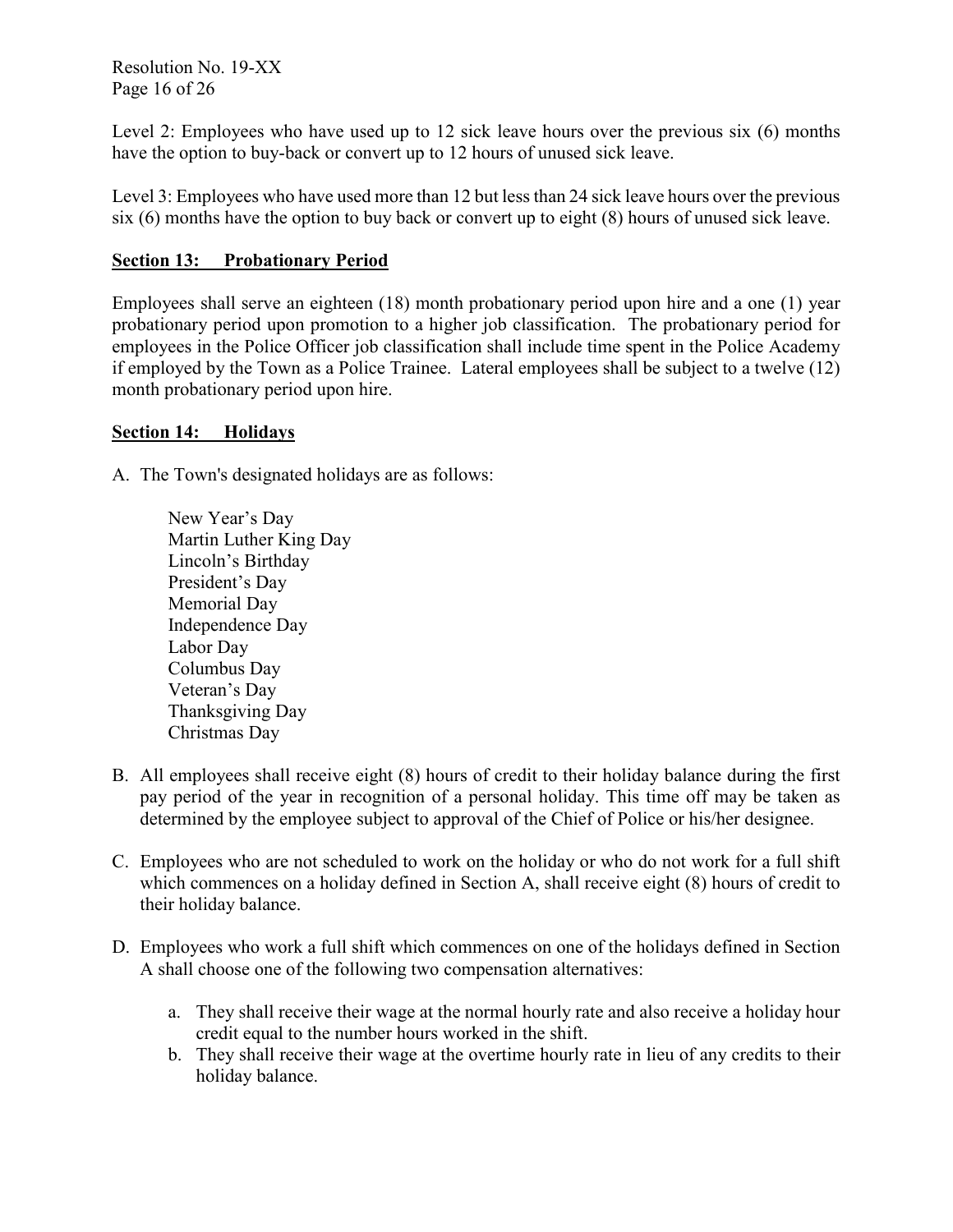Level 2: Employees who have used up to 12 sick leave hours over the previous six (6) months have the option to buy-back or convert up to 12 hours of unused sick leave.

Level 3: Employees who have used more than 12 but less than 24 sick leave hours over the previous six (6) months have the option to buy back or convert up to eight (8) hours of unused sick leave.

## Section 13: Probationary Period

Employees shall serve an eighteen (18) month probationary period upon hire and a one (1) year probationary period upon promotion to a higher job classification. The probationary period for employees in the Police Officer job classification shall include time spent in the Police Academy if employed by the Town as a Police Trainee. Lateral employees shall be subject to a twelve (12) month probationary period upon hire.

## Section 14: Holidays

A. The Town's designated holidays are as follows:

   New Year's Day
   Martin Luther King Day
   Lincoln's Birthday
   President's Day
   Memorial Day
   Independence Day
   Labor Day
   Columbus Day
   Veteran's Day
   Thanksgiving Day
   Christmas Day

B. All employees shall receive eight (8) hours of credit to their holiday balance during the first pay period of the year in recognition of a personal holiday. This time off may be taken as determined by the employee subject to approval of the Chief of Police or his/her designee.

C. Employees who are not scheduled to work on the holiday or who do not work for a full shift which commences on a holiday defined in Section A, shall receive eight (8) hours of credit to their holiday balance.

D. Employees who work a full shift which commences on one of the holidays defined in Section A shall choose one of the following two compensation alternatives:

   a. They shall receive their wage at the normal hourly rate and also receive a holiday hour credit equal to the number hours worked in the shift.
   b. They shall receive their wage at the overtime hourly rate in lieu of any credits to their holiday balance.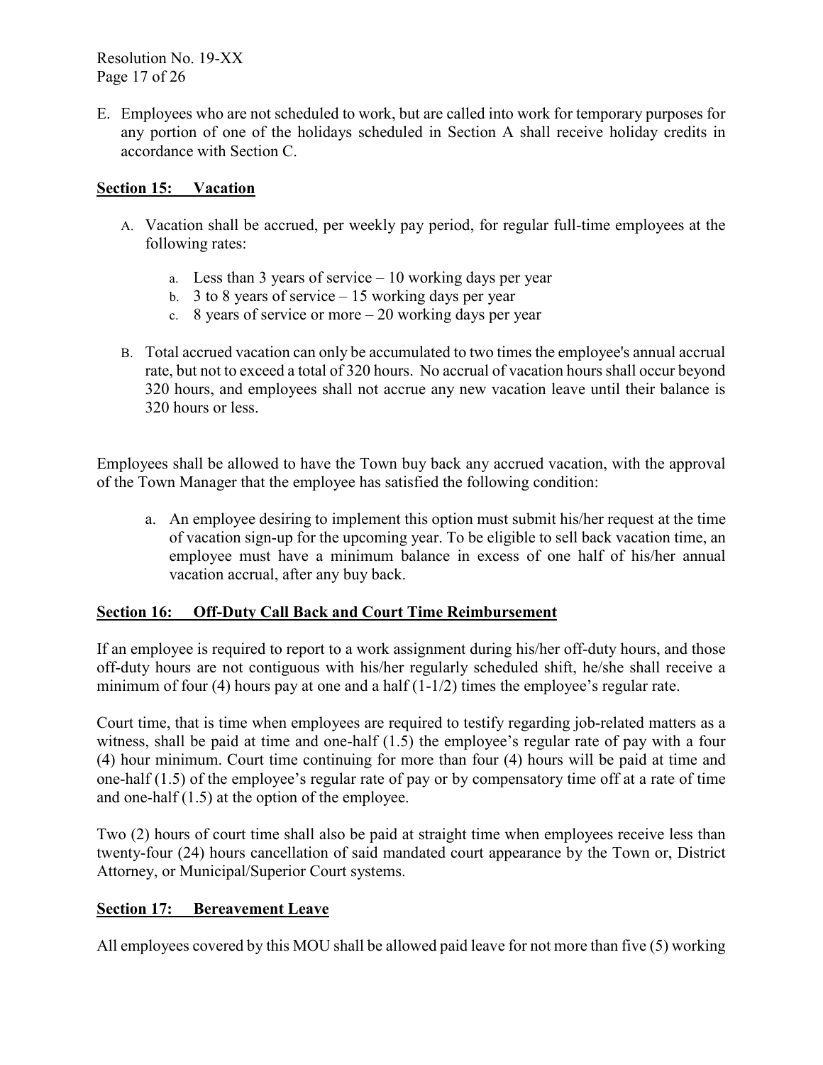E. Employees who are not scheduled to work, but are called into work for temporary purposes for any portion of one of the holidays scheduled in Section A shall receive holiday credits in accordance with Section C.

## Section 15: Vacation

A. Vacation shall be accrued, per weekly pay period, for regular full-time employees at the following rates:

   a. Less than 3 years of service – 10 working days per year
   b. 3 to 8 years of service – 15 working days per year
   c. 8 years of service or more – 20 working days per year

B. Total accrued vacation can only be accumulated to two times the employee's annual accrual rate, but not to exceed a total of 320 hours. No accrual of vacation hours shall occur beyond 320 hours, and employees shall not accrue any new vacation leave until their balance is 320 hours or less.

Employees shall be allowed to have the Town buy back any accrued vacation, with the approval of the Town Manager that the employee has satisfied the following condition:

a. An employee desiring to implement this option must submit his/her request at the time of vacation sign-up for the upcoming year. To be eligible to sell back vacation time, an employee must have a minimum balance in excess of one half of his/her annual vacation accrual, after any buy back.

## Section 16: Off-Duty Call Back and Court Time Reimbursement

If an employee is required to report to a work assignment during his/her off-duty hours, and those off-duty hours are not contiguous with his/her regularly scheduled shift, he/she shall receive a minimum of four (4) hours pay at one and a half (1-1/2) times the employee's regular rate.

Court time, that is time when employees are required to testify regarding job-related matters as a witness, shall be paid at time and one-half (1.5) the employee's regular rate of pay with a four (4) hour minimum. Court time continuing for more than four (4) hours will be paid at time and one-half (1.5) of the employee's regular rate of pay or by compensatory time off at a rate of time and one-half (1.5) at the option of the employee.

Two (2) hours of court time shall also be paid at straight time when employees receive less than twenty-four (24) hours cancellation of said mandated court appearance by the Town or, District Attorney, or Municipal/Superior Court systems.

## Section 17: Bereavement Leave

All employees covered by this MOU shall be allowed paid leave for not more than five (5) working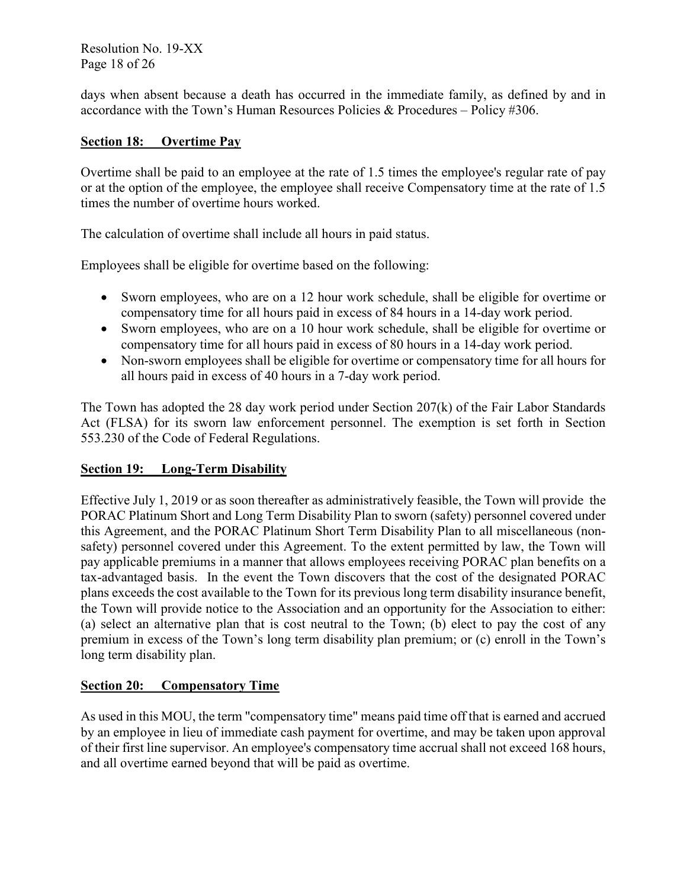days when absent because a death has occurred in the immediate family, as defined by and in accordance with the Town's Human Resources Policies & Procedures – Policy #306.

## Section 18: Overtime Pay

Overtime shall be paid to an employee at the rate of 1.5 times the employee's regular rate of pay or at the option of the employee, the employee shall receive Compensatory time at the rate of 1.5 times the number of overtime hours worked.

The calculation of overtime shall include all hours in paid status.

Employees shall be eligible for overtime based on the following:

- Sworn employees, who are on a 12 hour work schedule, shall be eligible for overtime or compensatory time for all hours paid in excess of 84 hours in a 14-day work period.
- Sworn employees, who are on a 10 hour work schedule, shall be eligible for overtime or compensatory time for all hours paid in excess of 80 hours in a 14-day work period.
- Non-sworn employees shall be eligible for overtime or compensatory time for all hours for all hours paid in excess of 40 hours in a 7-day work period.

The Town has adopted the 28 day work period under Section 207(k) of the Fair Labor Standards Act (FLSA) for its sworn law enforcement personnel. The exemption is set forth in Section 553.230 of the Code of Federal Regulations.

## Section 19: Long-Term Disability

Effective July 1, 2019 or as soon thereafter as administratively feasible, the Town will provide the PORAC Platinum Short and Long Term Disability Plan to sworn (safety) personnel covered under this Agreement, and the PORAC Platinum Short Term Disability Plan to all miscellaneous (non-safety) personnel covered under this Agreement. To the extent permitted by law, the Town will pay applicable premiums in a manner that allows employees receiving PORAC plan benefits on a tax-advantaged basis. In the event the Town discovers that the cost of the designated PORAC plans exceeds the cost available to the Town for its previous long term disability insurance benefit, the Town will provide notice to the Association and an opportunity for the Association to either: (a) select an alternative plan that is cost neutral to the Town; (b) elect to pay the cost of any premium in excess of the Town's long term disability plan premium; or (c) enroll in the Town's long term disability plan.

## Section 20: Compensatory Time

As used in this MOU, the term "compensatory time" means paid time off that is earned and accrued by an employee in lieu of immediate cash payment for overtime, and may be taken upon approval of their first line supervisor. An employee's compensatory time accrual shall not exceed 168 hours, and all overtime earned beyond that will be paid as overtime.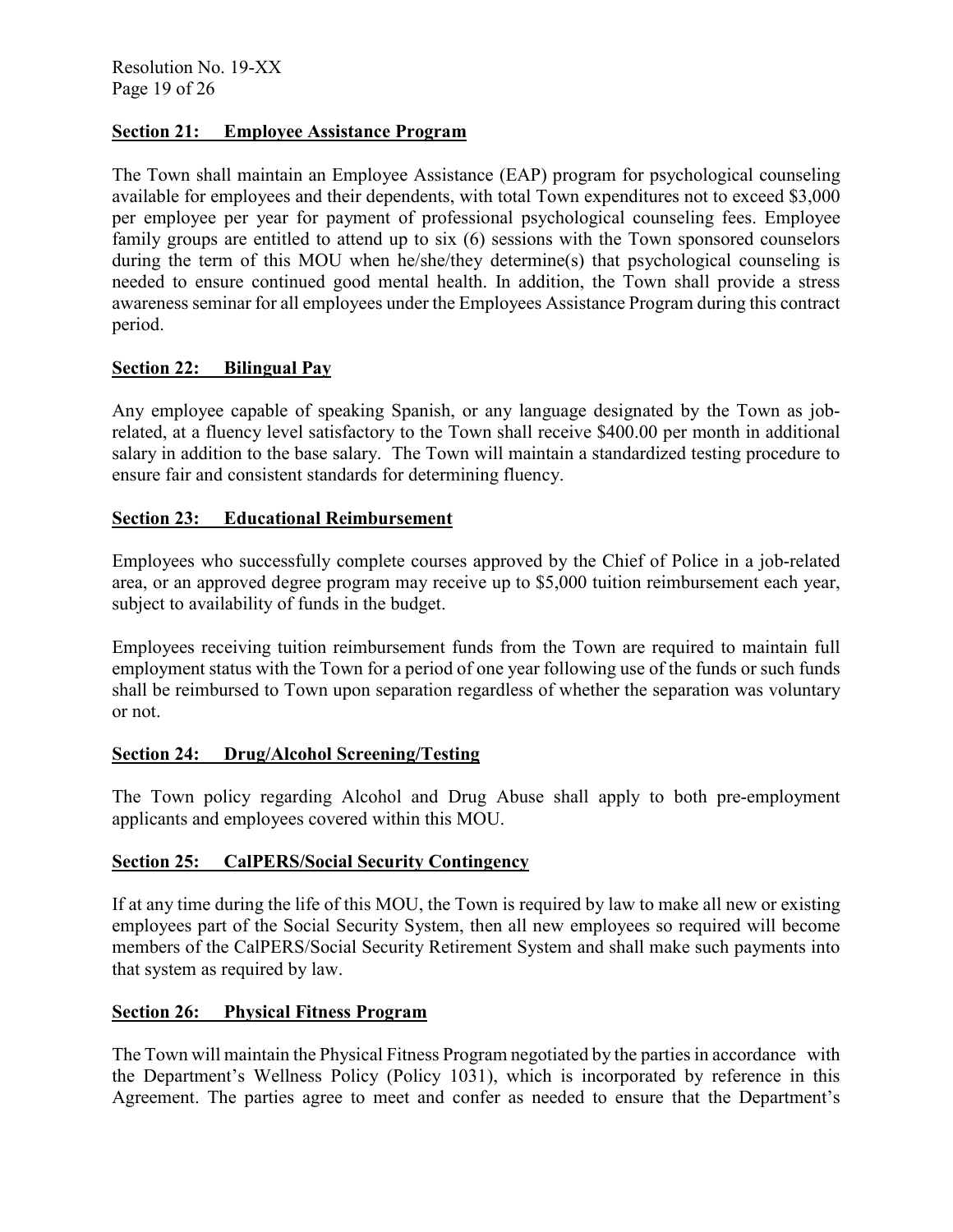## Section 21: Employee Assistance Program

The Town shall maintain an Employee Assistance (EAP) program for psychological counseling available for employees and their dependents, with total Town expenditures not to exceed $3,000 per employee per year for payment of professional psychological counseling fees. Employee family groups are entitled to attend up to six (6) sessions with the Town sponsored counselors during the term of this MOU when he/she/they determine(s) that psychological counseling is needed to ensure continued good mental health. In addition, the Town shall provide a stress awareness seminar for all employees under the Employees Assistance Program during this contract period.

## Section 22: Bilingual Pay

Any employee capable of speaking Spanish, or any language designated by the Town as job-related, at a fluency level satisfactory to the Town shall receive $400.00 per month in additional salary in addition to the base salary. The Town will maintain a standardized testing procedure to ensure fair and consistent standards for determining fluency.

## Section 23: Educational Reimbursement

Employees who successfully complete courses approved by the Chief of Police in a job-related area, or an approved degree program may receive up to $5,000 tuition reimbursement each year, subject to availability of funds in the budget.

Employees receiving tuition reimbursement funds from the Town are required to maintain full employment status with the Town for a period of one year following use of the funds or such funds shall be reimbursed to Town upon separation regardless of whether the separation was voluntary or not.

## Section 24: Drug/Alcohol Screening/Testing

The Town policy regarding Alcohol and Drug Abuse shall apply to both pre-employment applicants and employees covered within this MOU.

## Section 25: CalPERS/Social Security Contingency

If at any time during the life of this MOU, the Town is required by law to make all new or existing employees part of the Social Security System, then all new employees so required will become members of the CalPERS/Social Security Retirement System and shall make such payments into that system as required by law.

## Section 26: Physical Fitness Program

The Town will maintain the Physical Fitness Program negotiated by the parties in accordance with the Department's Wellness Policy (Policy 1031), which is incorporated by reference in this Agreement. The parties agree to meet and confer as needed to ensure that the Department's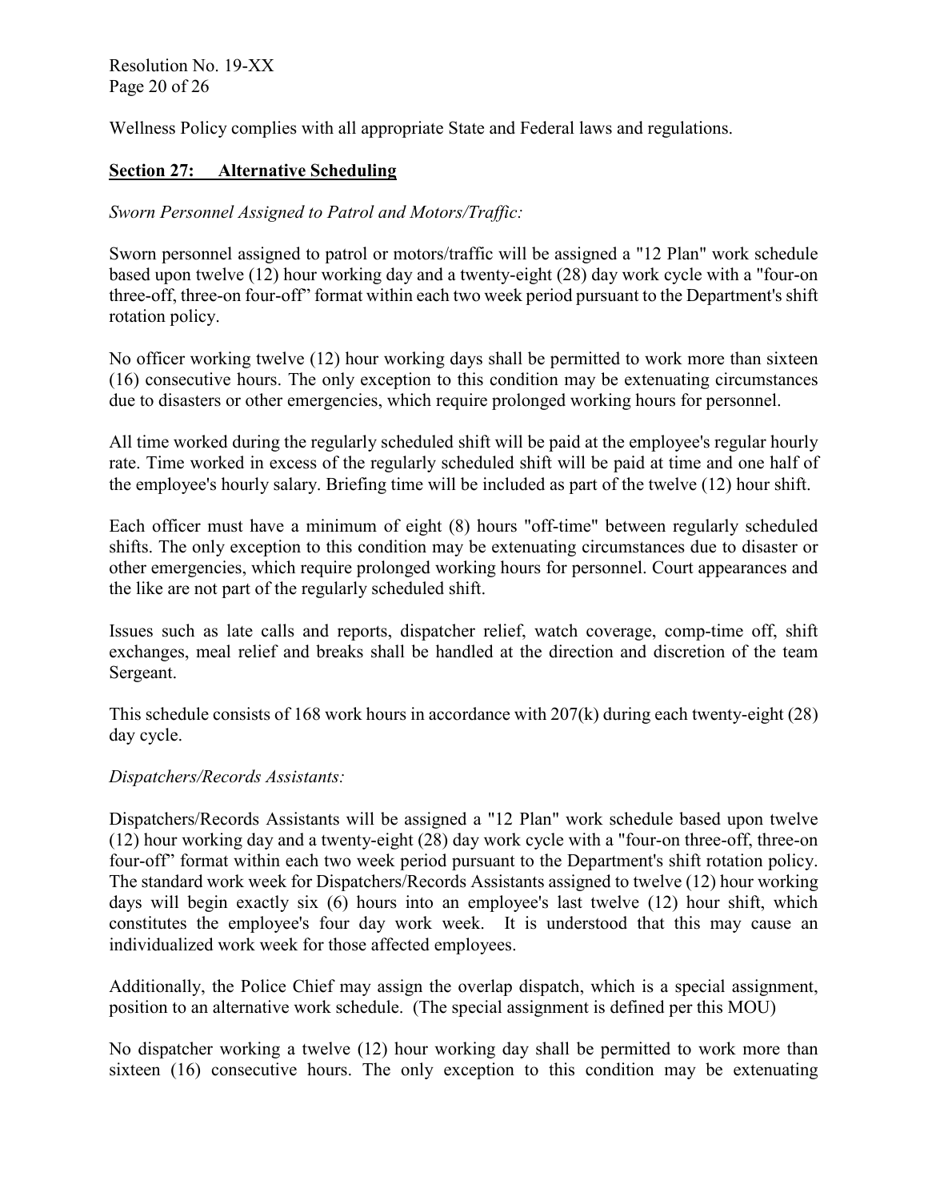Wellness Policy complies with all appropriate State and Federal laws and regulations.

## Section 27: Alternative Scheduling

*Sworn Personnel Assigned to Patrol and Motors/Traffic:*

Sworn personnel assigned to patrol or motors/traffic will be assigned a "12 Plan" work schedule based upon twelve (12) hour working day and a twenty-eight (28) day work cycle with a "four-on three-off, three-on four-off" format within each two week period pursuant to the Department's shift rotation policy.

No officer working twelve (12) hour working days shall be permitted to work more than sixteen (16) consecutive hours. The only exception to this condition may be extenuating circumstances due to disasters or other emergencies, which require prolonged working hours for personnel.

All time worked during the regularly scheduled shift will be paid at the employee's regular hourly rate. Time worked in excess of the regularly scheduled shift will be paid at time and one half of the employee's hourly salary. Briefing time will be included as part of the twelve (12) hour shift.

Each officer must have a minimum of eight (8) hours "off-time" between regularly scheduled shifts. The only exception to this condition may be extenuating circumstances due to disaster or other emergencies, which require prolonged working hours for personnel. Court appearances and the like are not part of the regularly scheduled shift.

Issues such as late calls and reports, dispatcher relief, watch coverage, comp-time off, shift exchanges, meal relief and breaks shall be handled at the direction and discretion of the team Sergeant.

This schedule consists of 168 work hours in accordance with 207(k) during each twenty-eight (28) day cycle.

*Dispatchers/Records Assistants:*

Dispatchers/Records Assistants will be assigned a "12 Plan" work schedule based upon twelve (12) hour working day and a twenty-eight (28) day work cycle with a "four-on three-off, three-on four-off" format within each two week period pursuant to the Department's shift rotation policy. The standard work week for Dispatchers/Records Assistants assigned to twelve (12) hour working days will begin exactly six (6) hours into an employee's last twelve (12) hour shift, which constitutes the employee's four day work week. It is understood that this may cause an individualized work week for those affected employees.

Additionally, the Police Chief may assign the overlap dispatch, which is a special assignment, position to an alternative work schedule. (The special assignment is defined per this MOU)

No dispatcher working a twelve (12) hour working day shall be permitted to work more than sixteen (16) consecutive hours. The only exception to this condition may be extenuating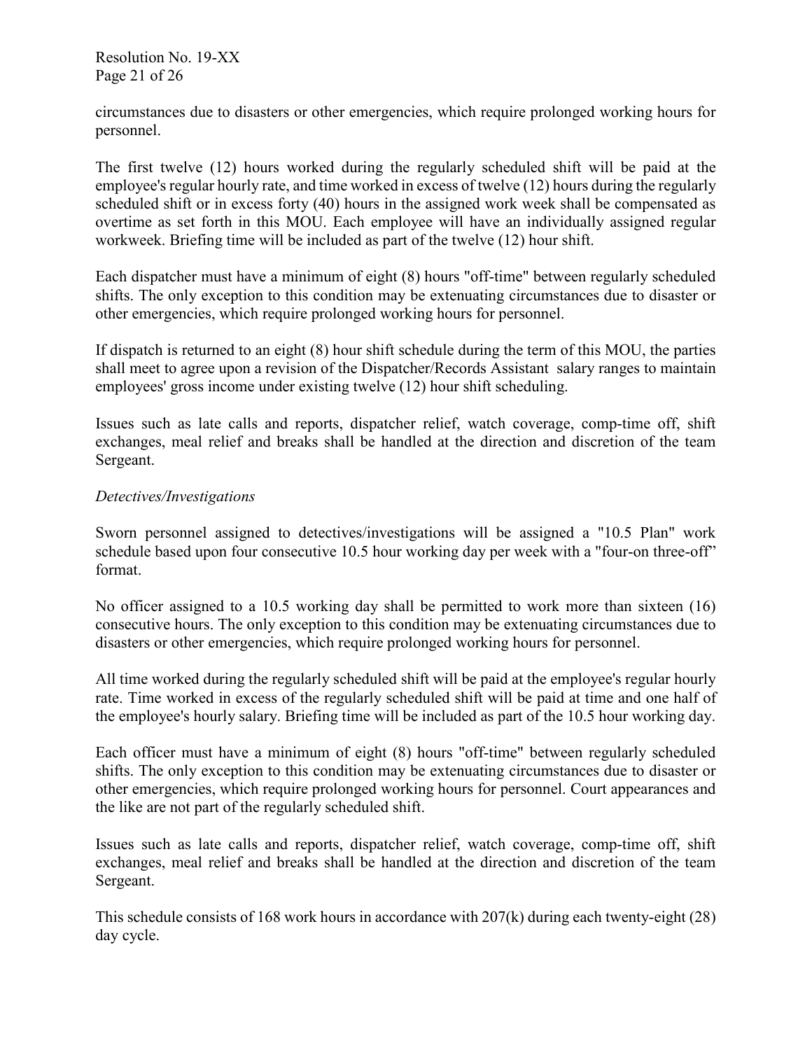circumstances due to disasters or other emergencies, which require prolonged working hours for personnel.

The first twelve (12) hours worked during the regularly scheduled shift will be paid at the employee's regular hourly rate, and time worked in excess of twelve (12) hours during the regularly scheduled shift or in excess forty (40) hours in the assigned work week shall be compensated as overtime as set forth in this MOU. Each employee will have an individually assigned regular workweek. Briefing time will be included as part of the twelve (12) hour shift.

Each dispatcher must have a minimum of eight (8) hours "off-time" between regularly scheduled shifts. The only exception to this condition may be extenuating circumstances due to disaster or other emergencies, which require prolonged working hours for personnel.

If dispatch is returned to an eight (8) hour shift schedule during the term of this MOU, the parties shall meet to agree upon a revision of the Dispatcher/Records Assistant salary ranges to maintain employees' gross income under existing twelve (12) hour shift scheduling.

Issues such as late calls and reports, dispatcher relief, watch coverage, comp-time off, shift exchanges, meal relief and breaks shall be handled at the direction and discretion of the team Sergeant.

*Detectives/Investigations*

Sworn personnel assigned to detectives/investigations will be assigned a "10.5 Plan" work schedule based upon four consecutive 10.5 hour working day per week with a "four-on three-off" format.

No officer assigned to a 10.5 working day shall be permitted to work more than sixteen (16) consecutive hours. The only exception to this condition may be extenuating circumstances due to disasters or other emergencies, which require prolonged working hours for personnel.

All time worked during the regularly scheduled shift will be paid at the employee's regular hourly rate. Time worked in excess of the regularly scheduled shift will be paid at time and one half of the employee's hourly salary. Briefing time will be included as part of the 10.5 hour working day.

Each officer must have a minimum of eight (8) hours "off-time" between regularly scheduled shifts. The only exception to this condition may be extenuating circumstances due to disaster or other emergencies, which require prolonged working hours for personnel. Court appearances and the like are not part of the regularly scheduled shift.

Issues such as late calls and reports, dispatcher relief, watch coverage, comp-time off, shift exchanges, meal relief and breaks shall be handled at the direction and discretion of the team Sergeant.

This schedule consists of 168 work hours in accordance with 207(k) during each twenty-eight (28) day cycle.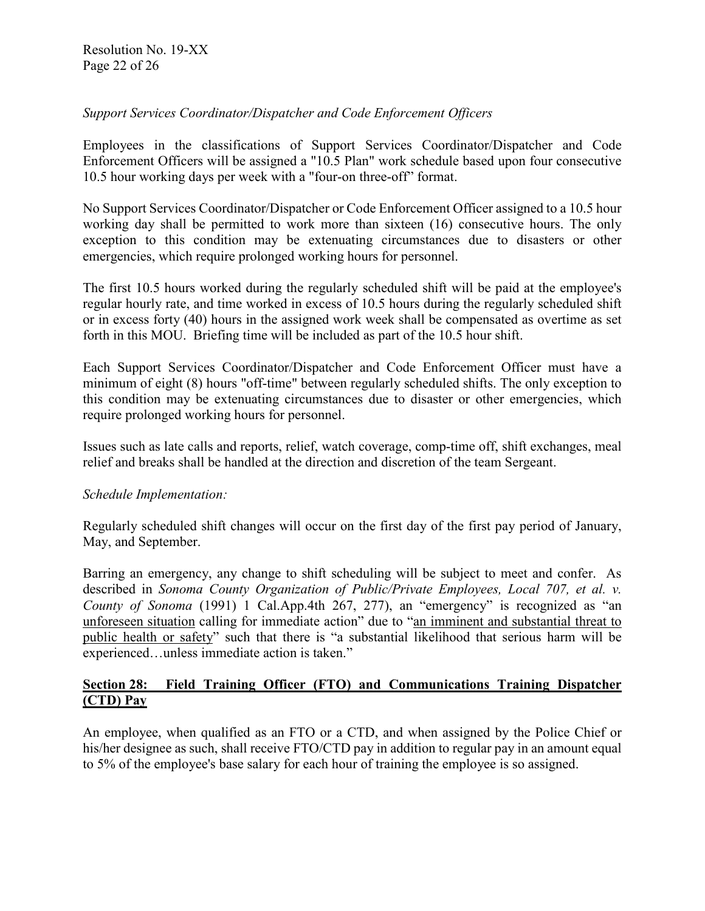*Support Services Coordinator/Dispatcher and Code Enforcement Officers*

Employees in the classifications of Support Services Coordinator/Dispatcher and Code Enforcement Officers will be assigned a "10.5 Plan" work schedule based upon four consecutive 10.5 hour working days per week with a "four-on three-off" format.

No Support Services Coordinator/Dispatcher or Code Enforcement Officer assigned to a 10.5 hour working day shall be permitted to work more than sixteen (16) consecutive hours. The only exception to this condition may be extenuating circumstances due to disasters or other emergencies, which require prolonged working hours for personnel.

The first 10.5 hours worked during the regularly scheduled shift will be paid at the employee's regular hourly rate, and time worked in excess of 10.5 hours during the regularly scheduled shift or in excess forty (40) hours in the assigned work week shall be compensated as overtime as set forth in this MOU. Briefing time will be included as part of the 10.5 hour shift.

Each Support Services Coordinator/Dispatcher and Code Enforcement Officer must have a minimum of eight (8) hours "off-time" between regularly scheduled shifts. The only exception to this condition may be extenuating circumstances due to disaster or other emergencies, which require prolonged working hours for personnel.

Issues such as late calls and reports, relief, watch coverage, comp-time off, shift exchanges, meal relief and breaks shall be handled at the direction and discretion of the team Sergeant.

*Schedule Implementation:*

Regularly scheduled shift changes will occur on the first day of the first pay period of January, May, and September.

Barring an emergency, any change to shift scheduling will be subject to meet and confer. As described in *Sonoma County Organization of Public/Private Employees, Local 707, et al. v. County of Sonoma* (1991) 1 Cal.App.4th 267, 277), an "emergency" is recognized as "an unforeseen situation calling for immediate action" due to "an imminent and substantial threat to public health or safety" such that there is "a substantial likelihood that serious harm will be experienced…unless immediate action is taken."

## Section 28: Field Training Officer (FTO) and Communications Training Dispatcher (CTD) Pay

An employee, when qualified as an FTO or a CTD, and when assigned by the Police Chief or his/her designee as such, shall receive FTO/CTD pay in addition to regular pay in an amount equal to 5% of the employee's base salary for each hour of training the employee is so assigned.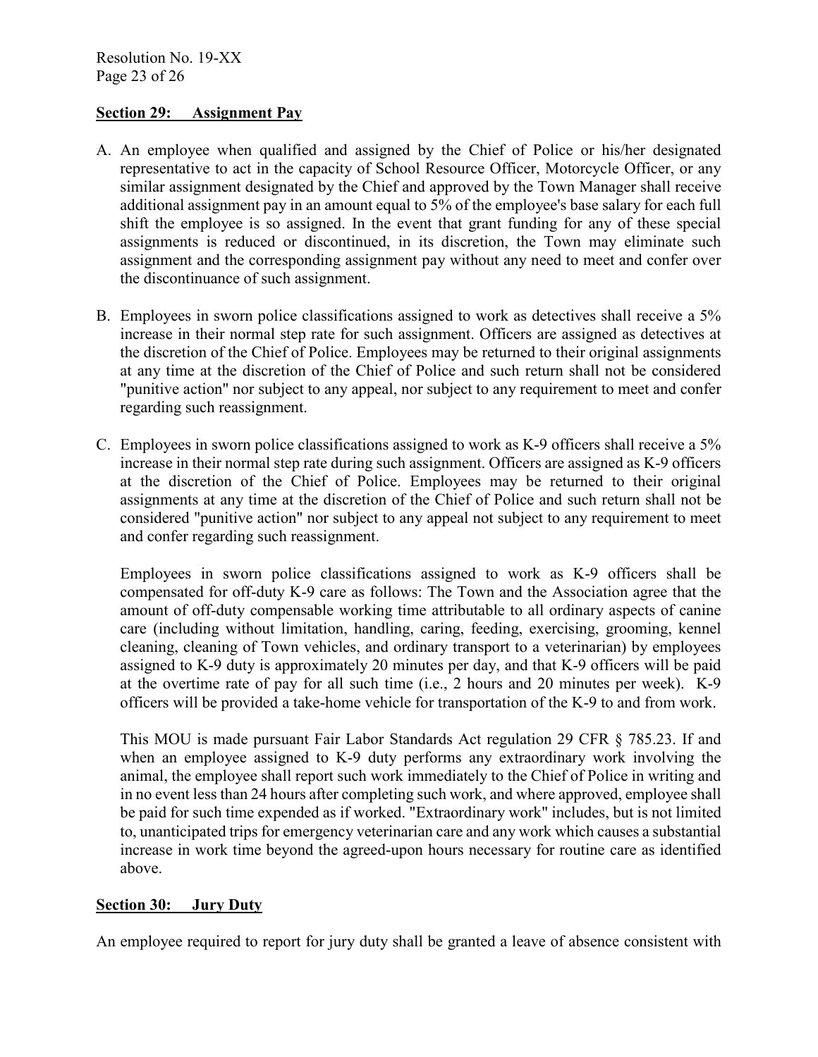**Section 29: Assignment Pay**

A. An employee when qualified and assigned by the Chief of Police or his/her designated representative to act in the capacity of School Resource Officer, Motorcycle Officer, or any similar assignment designated by the Chief and approved by the Town Manager shall receive additional assignment pay in an amount equal to 5% of the employee's base salary for each full shift the employee is so assigned. In the event that grant funding for any of these special assignments is reduced or discontinued, in its discretion, the Town may eliminate such assignment and the corresponding assignment pay without any need to meet and confer over the discontinuance of such assignment.

B. Employees in sworn police classifications assigned to work as detectives shall receive a 5% increase in their normal step rate for such assignment. Officers are assigned as detectives at the discretion of the Chief of Police. Employees may be returned to their original assignments at any time at the discretion of the Chief of Police and such return shall not be considered "punitive action" nor subject to any appeal, nor subject to any requirement to meet and confer regarding such reassignment.

C. Employees in sworn police classifications assigned to work as K-9 officers shall receive a 5% increase in their normal step rate during such assignment. Officers are assigned as K-9 officers at the discretion of the Chief of Police. Employees may be returned to their original assignments at any time at the discretion of the Chief of Police and such return shall not be considered "punitive action" nor subject to any appeal not subject to any requirement to meet and confer regarding such reassignment.

   Employees in sworn police classifications assigned to work as K-9 officers shall be compensated for off-duty K-9 care as follows: The Town and the Association agree that the amount of off-duty compensable working time attributable to all ordinary aspects of canine care (including without limitation, handling, caring, feeding, exercising, grooming, kennel cleaning, cleaning of Town vehicles, and ordinary transport to a veterinarian) by employees assigned to K-9 duty is approximately 20 minutes per day, and that K-9 officers will be paid at the overtime rate of pay for all such time (i.e., 2 hours and 20 minutes per week). K-9 officers will be provided a take-home vehicle for transportation of the K-9 to and from work.

   This MOU is made pursuant Fair Labor Standards Act regulation 29 CFR § 785.23. If and when an employee assigned to K-9 duty performs any extraordinary work involving the animal, the employee shall report such work immediately to the Chief of Police in writing and in no event less than 24 hours after completing such work, and where approved, employee shall be paid for such time expended as if worked. "Extraordinary work" includes, but is not limited to, unanticipated trips for emergency veterinarian care and any work which causes a substantial increase in work time beyond the agreed-upon hours necessary for routine care as identified above.

**Section 30: Jury Duty**

An employee required to report for jury duty shall be granted a leave of absence consistent with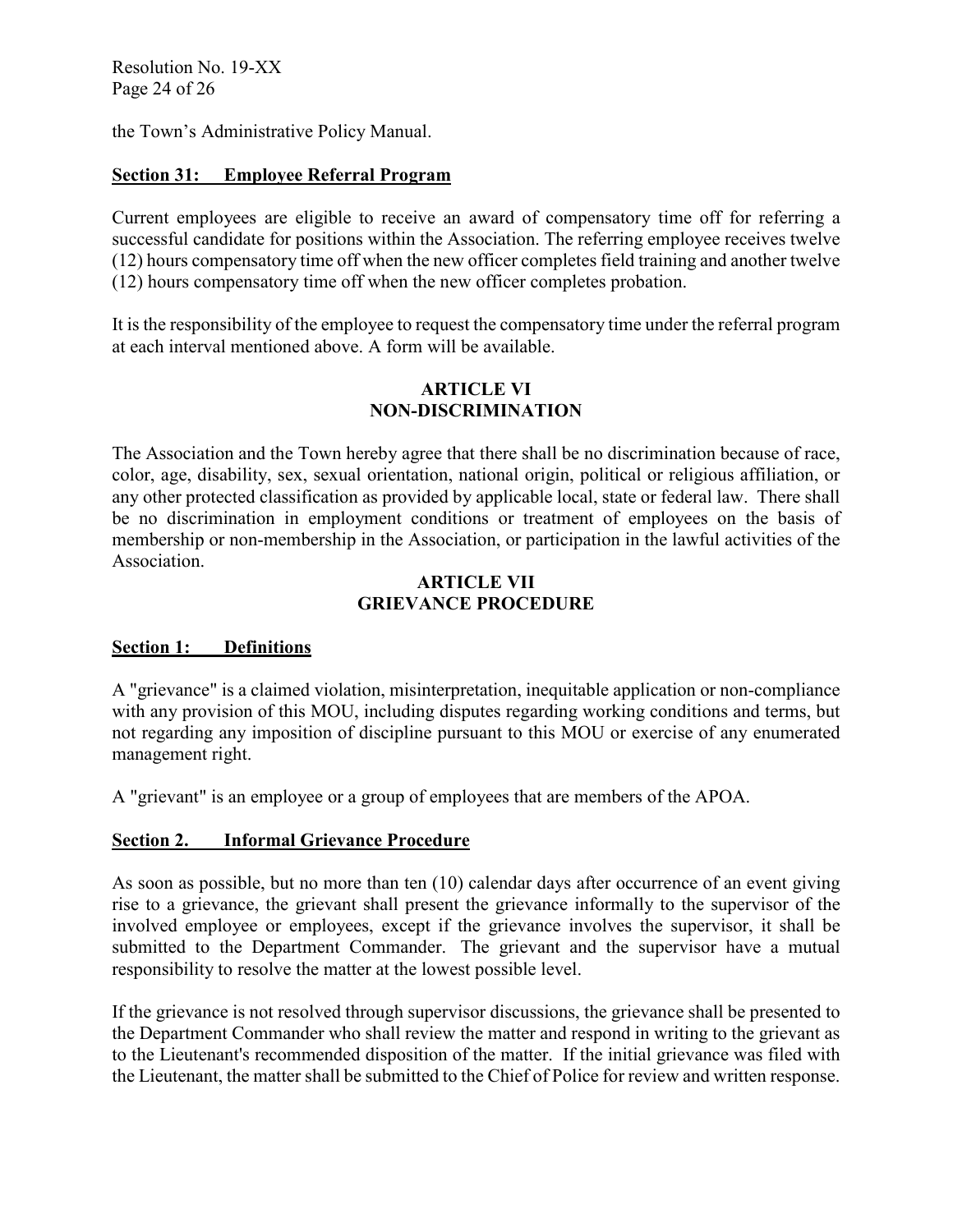the Town's Administrative Policy Manual.

**Section 31: Employee Referral Program**

Current employees are eligible to receive an award of compensatory time off for referring a successful candidate for positions within the Association. The referring employee receives twelve (12) hours compensatory time off when the new officer completes field training and another twelve (12) hours compensatory time off when the new officer completes probation.

It is the responsibility of the employee to request the compensatory time under the referral program at each interval mentioned above. A form will be available.

## ARTICLE VI
## NON-DISCRIMINATION

The Association and the Town hereby agree that there shall be no discrimination because of race, color, age, disability, sex, sexual orientation, national origin, political or religious affiliation, or any other protected classification as provided by applicable local, state or federal law. There shall be no discrimination in employment conditions or treatment of employees on the basis of membership or non-membership in the Association, or participation in the lawful activities of the Association.

## ARTICLE VII
## GRIEVANCE PROCEDURE

**Section 1: Definitions**

A "grievance" is a claimed violation, misinterpretation, inequitable application or non-compliance with any provision of this MOU, including disputes regarding working conditions and terms, but not regarding any imposition of discipline pursuant to this MOU or exercise of any enumerated management right.

A "grievant" is an employee or a group of employees that are members of the APOA.

**Section 2. Informal Grievance Procedure**

As soon as possible, but no more than ten (10) calendar days after occurrence of an event giving rise to a grievance, the grievant shall present the grievance informally to the supervisor of the involved employee or employees, except if the grievance involves the supervisor, it shall be submitted to the Department Commander. The grievant and the supervisor have a mutual responsibility to resolve the matter at the lowest possible level.

If the grievance is not resolved through supervisor discussions, the grievance shall be presented to the Department Commander who shall review the matter and respond in writing to the grievant as to the Lieutenant's recommended disposition of the matter. If the initial grievance was filed with the Lieutenant, the matter shall be submitted to the Chief of Police for review and written response.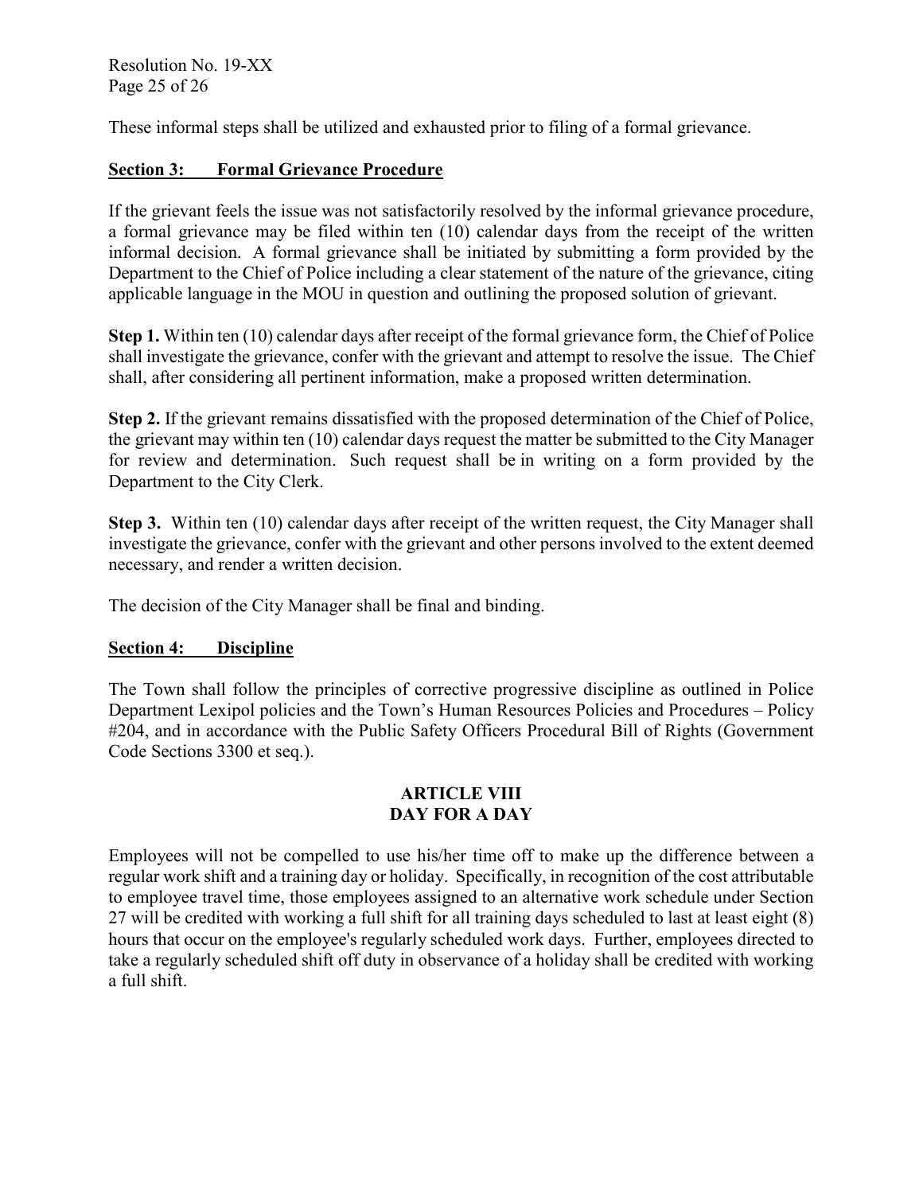These informal steps shall be utilized and exhausted prior to filing of a formal grievance.

**Section 3: Formal Grievance Procedure**

If the grievant feels the issue was not satisfactorily resolved by the informal grievance procedure, a formal grievance may be filed within ten (10) calendar days from the receipt of the written informal decision. A formal grievance shall be initiated by submitting a form provided by the Department to the Chief of Police including a clear statement of the nature of the grievance, citing applicable language in the MOU in question and outlining the proposed solution of grievant.

**Step 1.** Within ten (10) calendar days after receipt of the formal grievance form, the Chief of Police shall investigate the grievance, confer with the grievant and attempt to resolve the issue. The Chief shall, after considering all pertinent information, make a proposed written determination.

**Step 2.** If the grievant remains dissatisfied with the proposed determination of the Chief of Police, the grievant may within ten (10) calendar days request the matter be submitted to the City Manager for review and determination. Such request shall be in writing on a form provided by the Department to the City Clerk.

**Step 3.** Within ten (10) calendar days after receipt of the written request, the City Manager shall investigate the grievance, confer with the grievant and other persons involved to the extent deemed necessary, and render a written decision.

The decision of the City Manager shall be final and binding.

**Section 4: Discipline**

The Town shall follow the principles of corrective progressive discipline as outlined in Police Department Lexipol policies and the Town's Human Resources Policies and Procedures – Policy #204, and in accordance with the Public Safety Officers Procedural Bill of Rights (Government Code Sections 3300 et seq.).

## ARTICLE VIII
## DAY FOR A DAY

Employees will not be compelled to use his/her time off to make up the difference between a regular work shift and a training day or holiday. Specifically, in recognition of the cost attributable to employee travel time, those employees assigned to an alternative work schedule under Section 27 will be credited with working a full shift for all training days scheduled to last at least eight (8) hours that occur on the employee's regularly scheduled work days. Further, employees directed to take a regularly scheduled shift off duty in observance of a holiday shall be credited with working a full shift.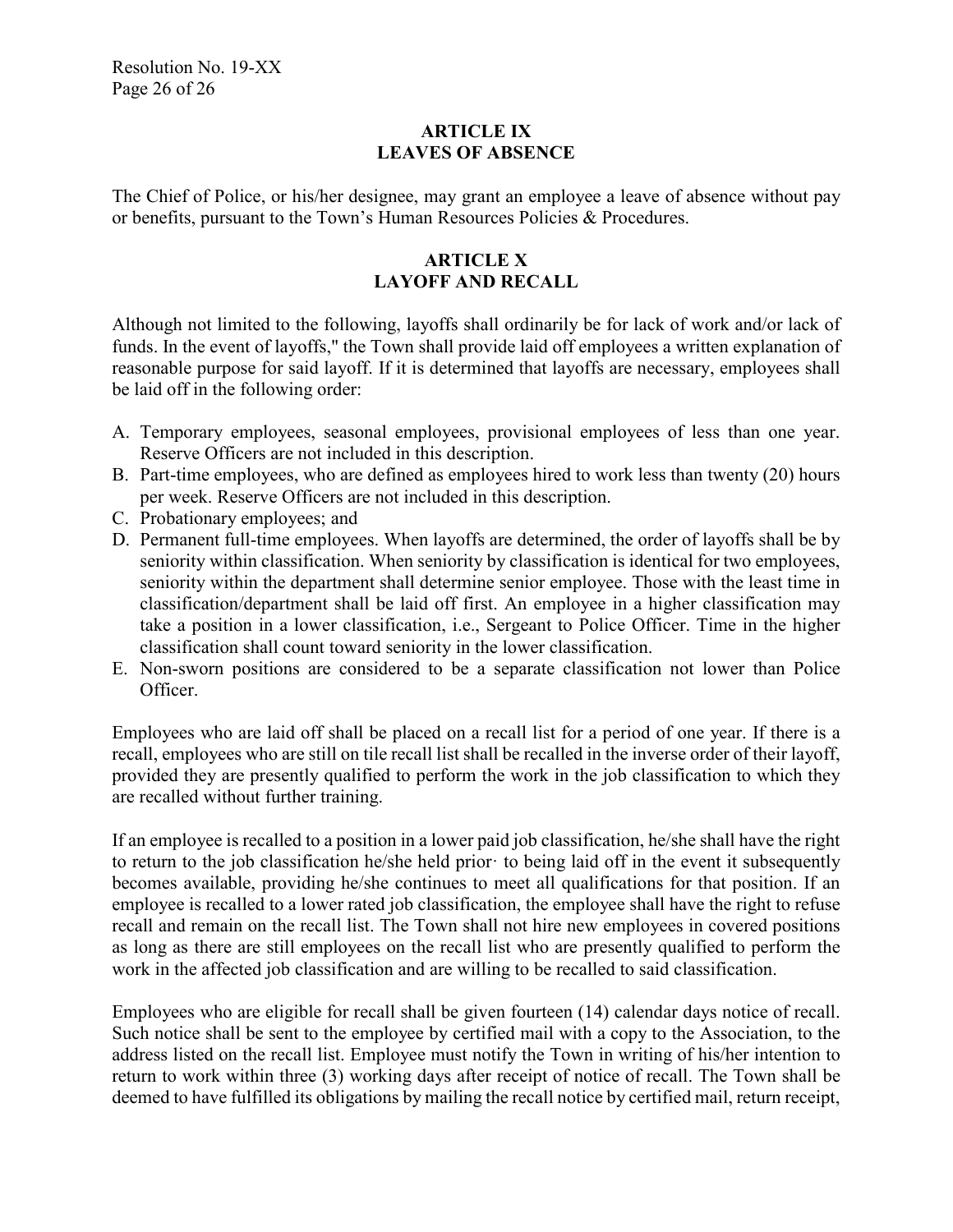## ARTICLE IX
## LEAVES OF ABSENCE

The Chief of Police, or his/her designee, may grant an employee a leave of absence without pay or benefits, pursuant to the Town's Human Resources Policies & Procedures.

## ARTICLE X
## LAYOFF AND RECALL

Although not limited to the following, layoffs shall ordinarily be for lack of work and/or lack of funds. In the event of layoffs," the Town shall provide laid off employees a written explanation of reasonable purpose for said layoff. If it is determined that layoffs are necessary, employees shall be laid off in the following order:

A. Temporary employees, seasonal employees, provisional employees of less than one year. Reserve Officers are not included in this description.
B. Part-time employees, who are defined as employees hired to work less than twenty (20) hours per week. Reserve Officers are not included in this description.
C. Probationary employees; and
D. Permanent full-time employees. When layoffs are determined, the order of layoffs shall be by seniority within classification. When seniority by classification is identical for two employees, seniority within the department shall determine senior employee. Those with the least time in classification/department shall be laid off first. An employee in a higher classification may take a position in a lower classification, i.e., Sergeant to Police Officer. Time in the higher classification shall count toward seniority in the lower classification.
E. Non-sworn positions are considered to be a separate classification not lower than Police Officer.

Employees who are laid off shall be placed on a recall list for a period of one year. If there is a recall, employees who are still on tile recall list shall be recalled in the inverse order of their layoff, provided they are presently qualified to perform the work in the job classification to which they are recalled without further training.

If an employee is recalled to a position in a lower paid job classification, he/she shall have the right to return to the job classification he/she held prior· to being laid off in the event it subsequently becomes available, providing he/she continues to meet all qualifications for that position. If an employee is recalled to a lower rated job classification, the employee shall have the right to refuse recall and remain on the recall list. The Town shall not hire new employees in covered positions as long as there are still employees on the recall list who are presently qualified to perform the work in the affected job classification and are willing to be recalled to said classification.

Employees who are eligible for recall shall be given fourteen (14) calendar days notice of recall. Such notice shall be sent to the employee by certified mail with a copy to the Association, to the address listed on the recall list. Employee must notify the Town in writing of his/her intention to return to work within three (3) working days after receipt of notice of recall. The Town shall be deemed to have fulfilled its obligations by mailing the recall notice by certified mail, return receipt,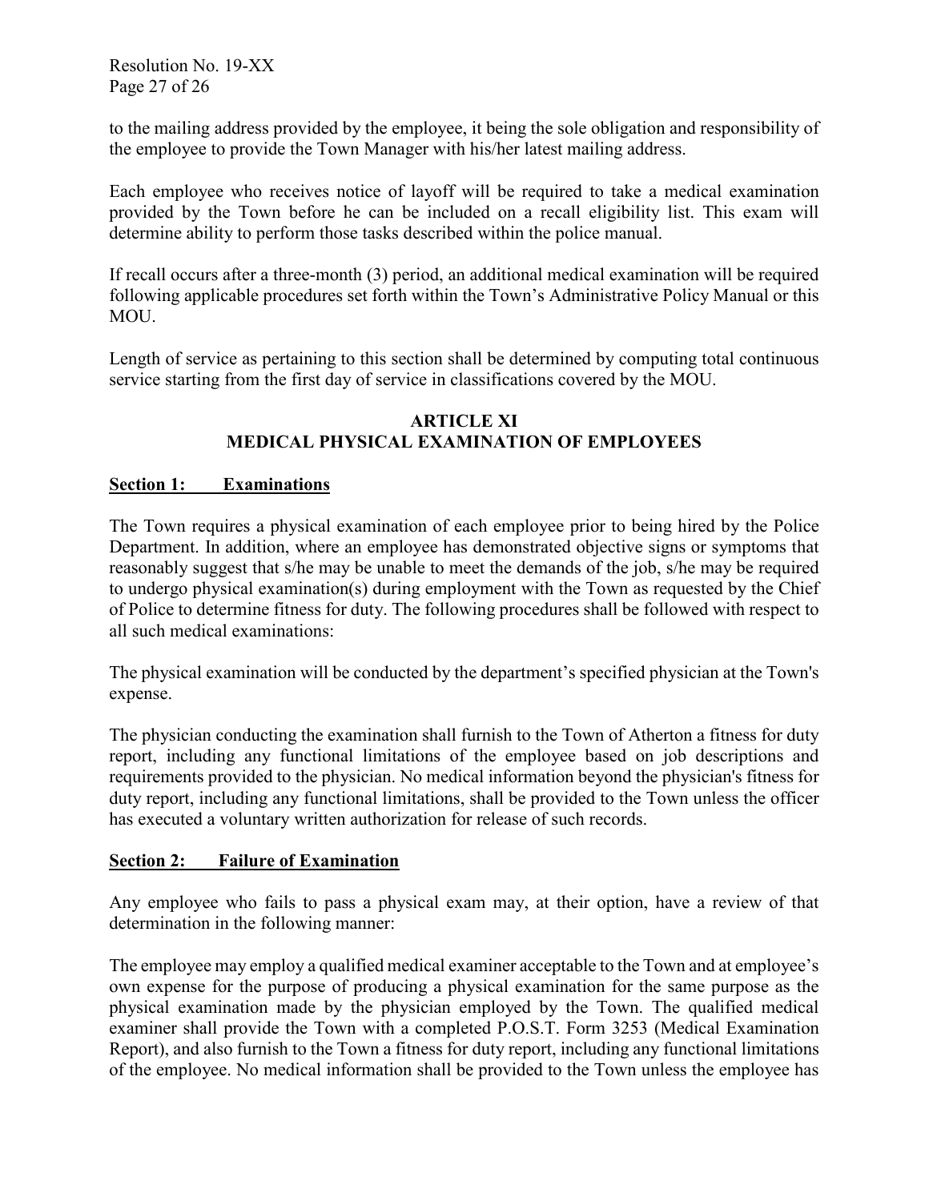to the mailing address provided by the employee, it being the sole obligation and responsibility of the employee to provide the Town Manager with his/her latest mailing address.

Each employee who receives notice of layoff will be required to take a medical examination provided by the Town before he can be included on a recall eligibility list. This exam will determine ability to perform those tasks described within the police manual.

If recall occurs after a three-month (3) period, an additional medical examination will be required following applicable procedures set forth within the Town's Administrative Policy Manual or this MOU.

Length of service as pertaining to this section shall be determined by computing total continuous service starting from the first day of service in classifications covered by the MOU.

## ARTICLE XI
## MEDICAL PHYSICAL EXAMINATION OF EMPLOYEES

**Section 1: Examinations**

The Town requires a physical examination of each employee prior to being hired by the Police Department. In addition, where an employee has demonstrated objective signs or symptoms that reasonably suggest that s/he may be unable to meet the demands of the job, s/he may be required to undergo physical examination(s) during employment with the Town as requested by the Chief of Police to determine fitness for duty. The following procedures shall be followed with respect to all such medical examinations:

The physical examination will be conducted by the department's specified physician at the Town's expense.

The physician conducting the examination shall furnish to the Town of Atherton a fitness for duty report, including any functional limitations of the employee based on job descriptions and requirements provided to the physician. No medical information beyond the physician's fitness for duty report, including any functional limitations, shall be provided to the Town unless the officer has executed a voluntary written authorization for release of such records.

**Section 2: Failure of Examination**

Any employee who fails to pass a physical exam may, at their option, have a review of that determination in the following manner:

The employee may employ a qualified medical examiner acceptable to the Town and at employee's own expense for the purpose of producing a physical examination for the same purpose as the physical examination made by the physician employed by the Town. The qualified medical examiner shall provide the Town with a completed P.O.S.T. Form 3253 (Medical Examination Report), and also furnish to the Town a fitness for duty report, including any functional limitations of the employee. No medical information shall be provided to the Town unless the employee has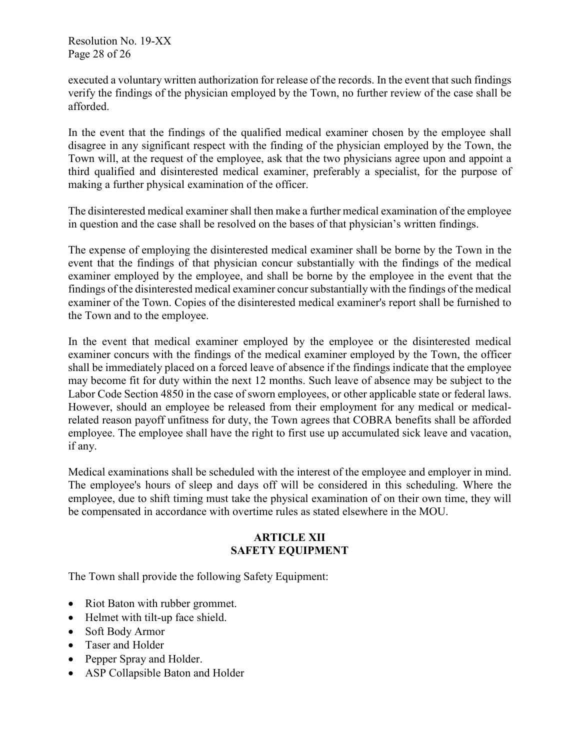executed a voluntary written authorization for release of the records. In the event that such findings verify the findings of the physician employed by the Town, no further review of the case shall be afforded.

In the event that the findings of the qualified medical examiner chosen by the employee shall disagree in any significant respect with the finding of the physician employed by the Town, the Town will, at the request of the employee, ask that the two physicians agree upon and appoint a third qualified and disinterested medical examiner, preferably a specialist, for the purpose of making a further physical examination of the officer.

The disinterested medical examiner shall then make a further medical examination of the employee in question and the case shall be resolved on the bases of that physician's written findings.

The expense of employing the disinterested medical examiner shall be borne by the Town in the event that the findings of that physician concur substantially with the findings of the medical examiner employed by the employee, and shall be borne by the employee in the event that the findings of the disinterested medical examiner concur substantially with the findings of the medical examiner of the Town. Copies of the disinterested medical examiner's report shall be furnished to the Town and to the employee.

In the event that medical examiner employed by the employee or the disinterested medical examiner concurs with the findings of the medical examiner employed by the Town, the officer shall be immediately placed on a forced leave of absence if the findings indicate that the employee may become fit for duty within the next 12 months. Such leave of absence may be subject to the Labor Code Section 4850 in the case of sworn employees, or other applicable state or federal laws. However, should an employee be released from their employment for any medical or medical-related reason payoff unfitness for duty, the Town agrees that COBRA benefits shall be afforded employee. The employee shall have the right to first use up accumulated sick leave and vacation, if any.

Medical examinations shall be scheduled with the interest of the employee and employer in mind. The employee's hours of sleep and days off will be considered in this scheduling. Where the employee, due to shift timing must take the physical examination of on their own time, they will be compensated in accordance with overtime rules as stated elsewhere in the MOU.

## ARTICLE XII
## SAFETY EQUIPMENT

The Town shall provide the following Safety Equipment:

- Riot Baton with rubber grommet.
- Helmet with tilt-up face shield.
- Soft Body Armor
- Taser and Holder
- Pepper Spray and Holder.
- ASP Collapsible Baton and Holder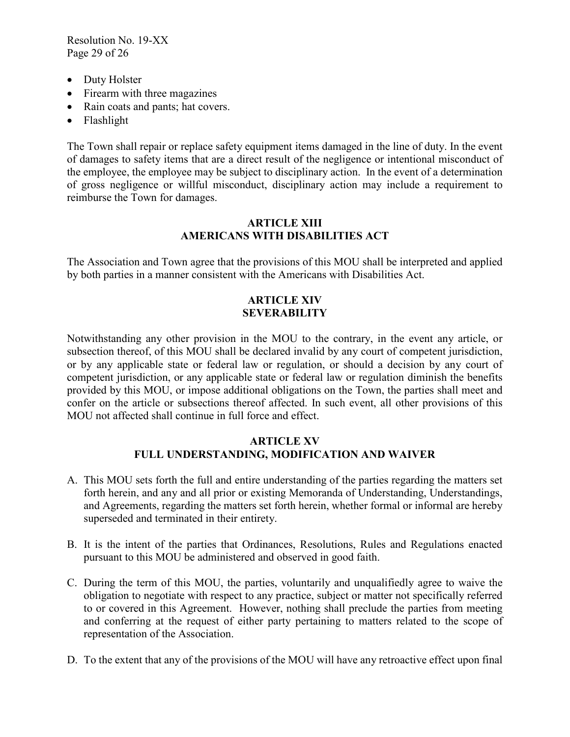- Duty Holster
- Firearm with three magazines
- Rain coats and pants; hat covers.
- Flashlight

The Town shall repair or replace safety equipment items damaged in the line of duty. In the event of damages to safety items that are a direct result of the negligence or intentional misconduct of the employee, the employee may be subject to disciplinary action. In the event of a determination of gross negligence or willful misconduct, disciplinary action may include a requirement to reimburse the Town for damages.

## ARTICLE XIII
## AMERICANS WITH DISABILITIES ACT

The Association and Town agree that the provisions of this MOU shall be interpreted and applied by both parties in a manner consistent with the Americans with Disabilities Act.

## ARTICLE XIV
## SEVERABILITY

Notwithstanding any other provision in the MOU to the contrary, in the event any article, or subsection thereof, of this MOU shall be declared invalid by any court of competent jurisdiction, or by any applicable state or federal law or regulation, or should a decision by any court of competent jurisdiction, or any applicable state or federal law or regulation diminish the benefits provided by this MOU, or impose additional obligations on the Town, the parties shall meet and confer on the article or subsections thereof affected. In such event, all other provisions of this MOU not affected shall continue in full force and effect.

## ARTICLE XV
## FULL UNDERSTANDING, MODIFICATION AND WAIVER

A. This MOU sets forth the full and entire understanding of the parties regarding the matters set forth herein, and any and all prior or existing Memoranda of Understanding, Understandings, and Agreements, regarding the matters set forth herein, whether formal or informal are hereby superseded and terminated in their entirety.

B. It is the intent of the parties that Ordinances, Resolutions, Rules and Regulations enacted pursuant to this MOU be administered and observed in good faith.

C. During the term of this MOU, the parties, voluntarily and unqualifiedly agree to waive the obligation to negotiate with respect to any practice, subject or matter not specifically referred to or covered in this Agreement. However, nothing shall preclude the parties from meeting and conferring at the request of either party pertaining to matters related to the scope of representation of the Association.

D. To the extent that any of the provisions of the MOU will have any retroactive effect upon final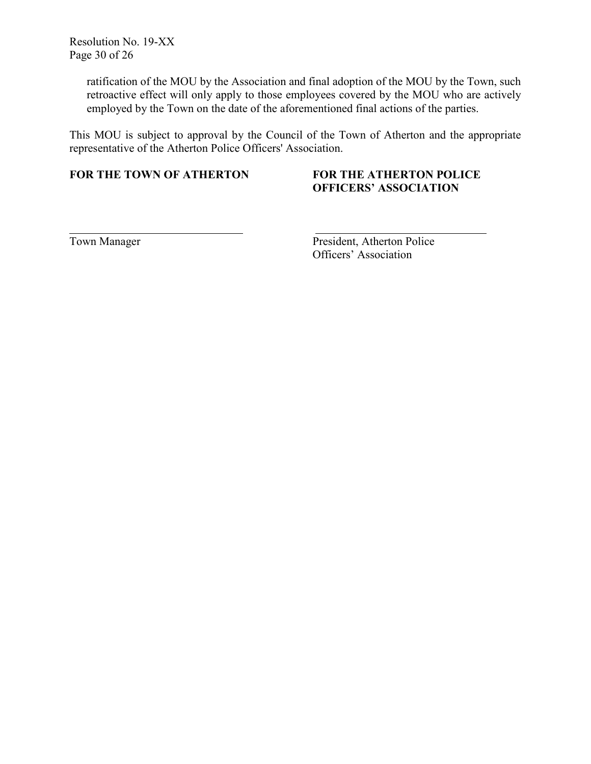ratification of the MOU by the Association and final adoption of the MOU by the Town, such retroactive effect will only apply to those employees covered by the MOU who are actively employed by the Town on the date of the aforementioned final actions of the parties.

This MOU is subject to approval by the Council of the Town of Atherton and the appropriate representative of the Atherton Police Officers' Association.

| | |
|---|---|
| **FOR THE TOWN OF ATHERTON** | **FOR THE ATHERTON POLICE OFFICERS' ASSOCIATION** |
| \_\_\_\_\_\_\_\_\_\_\_\_\_\_\_\_\_\_\_\_\_\_\_\_\_\_\_\_\_\_ | \_\_\_\_\_\_\_\_\_\_\_\_\_\_\_\_\_\_\_\_\_\_\_\_\_\_\_\_\_\_ |
| Town Manager | President, Atherton Police Officers' Association |